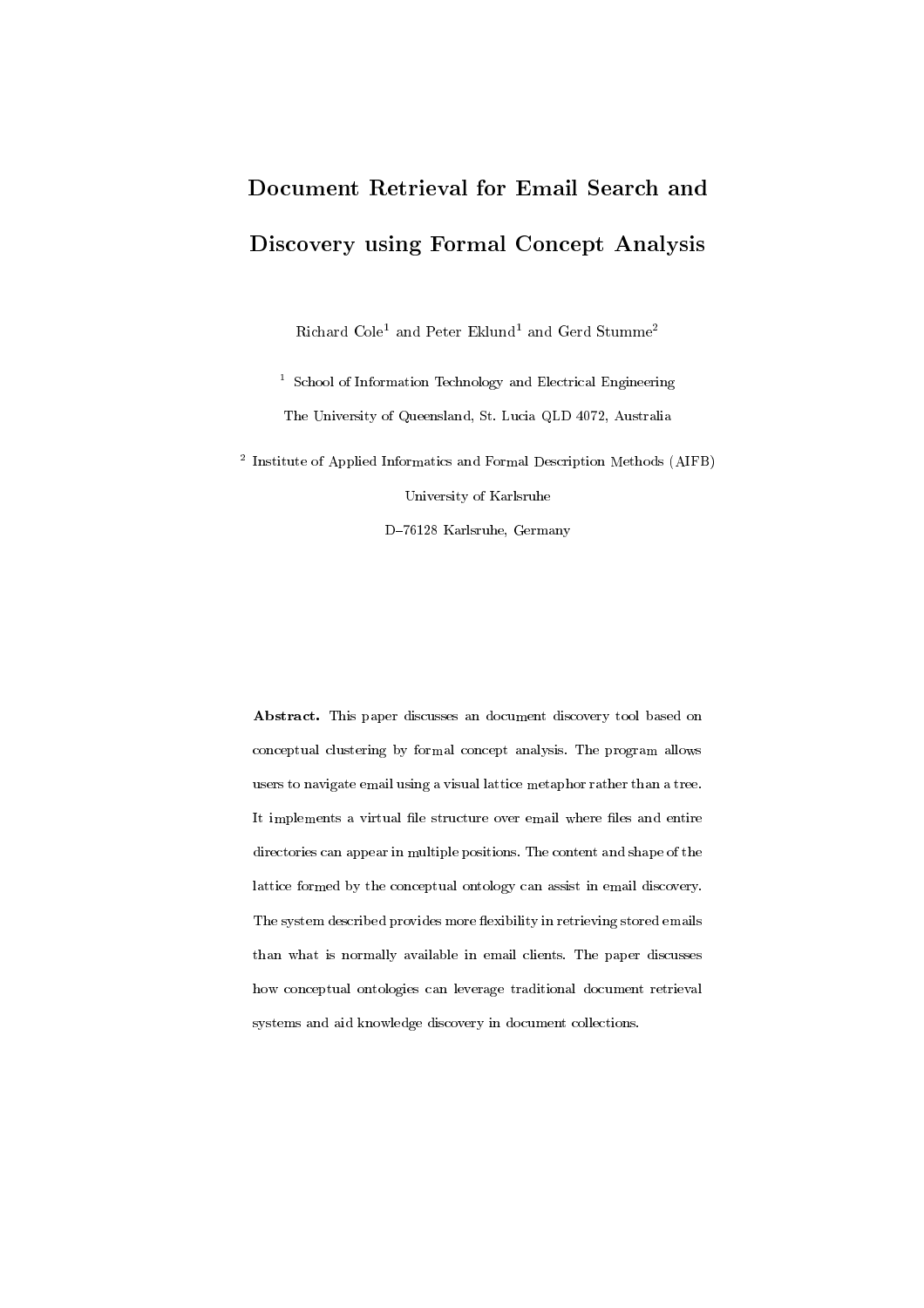# Document Retrieval for Email Search and Discovery using Formal Concept Analysis

Richard Cole[1] and Peter Eklund[1] and Gerd Stumme[2]

[1] School of Information Technology and Electrical Engineering
The University of Queensland, St. Lucia QLD 4072, Australia

[2] Institute of Applied Informatics and Formal Description Methods (AIFB)
University of Karlsruhe
D–76128 Karlsruhe, Germany

**Abstract.** This paper discusses an document discovery tool based on conceptual clustering by formal concept analysis. The program allows users to navigate email using a visual lattice metaphor rather than a tree. It implements a virtual file structure over email where files and entire directories can appear in multiple positions. The content and shape of the lattice formed by the conceptual ontology can assist in email discovery. The system described provides more flexibility in retrieving stored emails than what is normally available in email clients. The paper discusses how conceptual ontologies can leverage traditional document retrieval systems and aid knowledge discovery in document collections.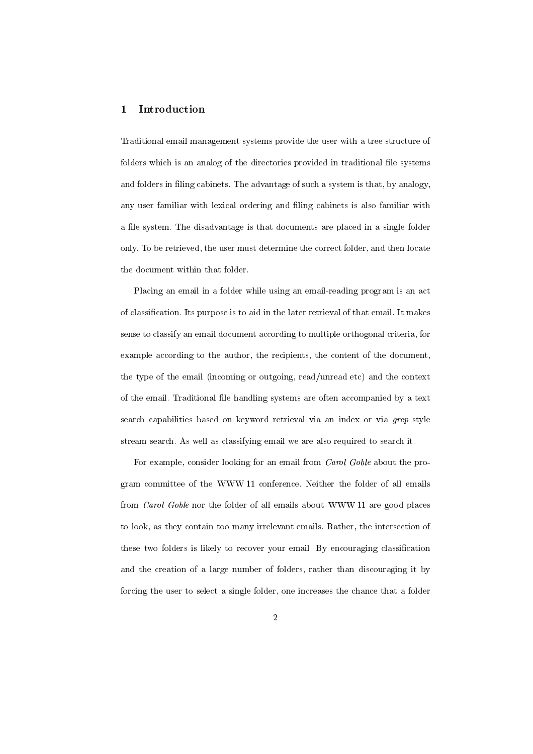# 1 Introduction

Traditional email management systems provide the user with a tree structure of folders which is an analog of the directories provided in traditional file systems and folders in filing cabinets. The advantage of such a system is that, by analogy, any user familiar with lexical ordering and filing cabinets is also familiar with a file-system. The disadvantage is that documents are placed in a single folder only. To be retrieved, the user must determine the correct folder, and then locate the document within that folder.

Placing an email in a folder while using an email-reading program is an act of classification. Its purpose is to aid in the later retrieval of that email. It makes sense to classify an email document according to multiple orthogonal criteria, for example according to the author, the recipients, the content of the document, the type of the email (incoming or outgoing, read/unread etc) and the context of the email. Traditional file handling systems are often accompanied by a text search capabilities based on keyword retrieval via an index or via *grep* style stream search. As well as classifying email we are also required to search it.

For example, consider looking for an email from *Carol Goble* about the program committee of the WWW 11 conference. Neither the folder of all emails from *Carol Goble* nor the folder of all emails about WWW 11 are good places to look, as they contain too many irrelevant emails. Rather, the intersection of these two folders is likely to recover your email. By encouraging classification and the creation of a large number of folders, rather than discouraging it by forcing the user to select a single folder, one increases the chance that a folder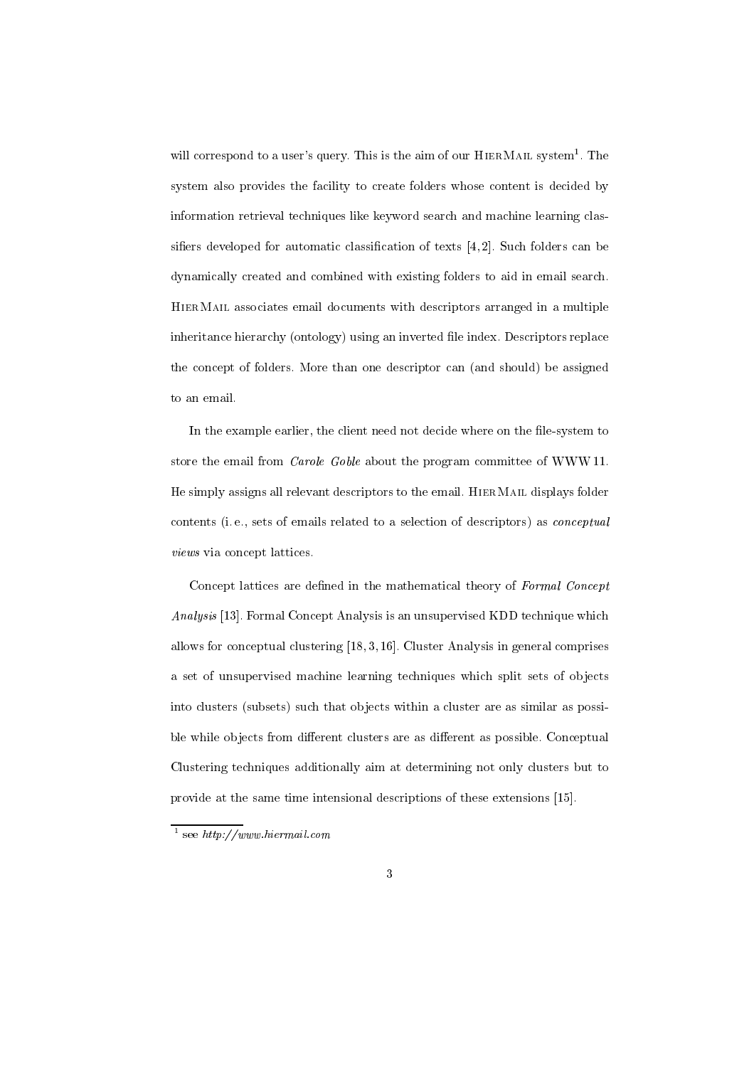will correspond to a user's query. This is the aim of our HierMail system[1]. The system also provides the facility to create folders whose content is decided by information retrieval techniques like keyword search and machine learning classifiers developed for automatic classification of texts [4,2]. Such folders can be dynamically created and combined with existing folders to aid in email search. HierMail associates email documents with descriptors arranged in a multiple inheritance hierarchy (ontology) using an inverted file index. Descriptors replace the concept of folders. More than one descriptor can (and should) be assigned to an email.

In the example earlier, the client need not decide where on the file-system to store the email from *Carole Goble* about the program committee of WWW11. He simply assigns all relevant descriptors to the email. HierMail displays folder contents (i.e., sets of emails related to a selection of descriptors) as *conceptual views* via concept lattices.

Concept lattices are defined in the mathematical theory of *Formal Concept Analysis* [13]. Formal Concept Analysis is an unsupervised KDD technique which allows for conceptual clustering [18,3,16]. Cluster Analysis in general comprises a set of unsupervised machine learning techniques which split sets of objects into clusters (subsets) such that objects within a cluster are as similar as possible while objects from different clusters are as different as possible. Conceptual Clustering techniques additionally aim at determining not only clusters but to provide at the same time intensional descriptions of these extensions [15].

[1] see *http://www.hiermail.com*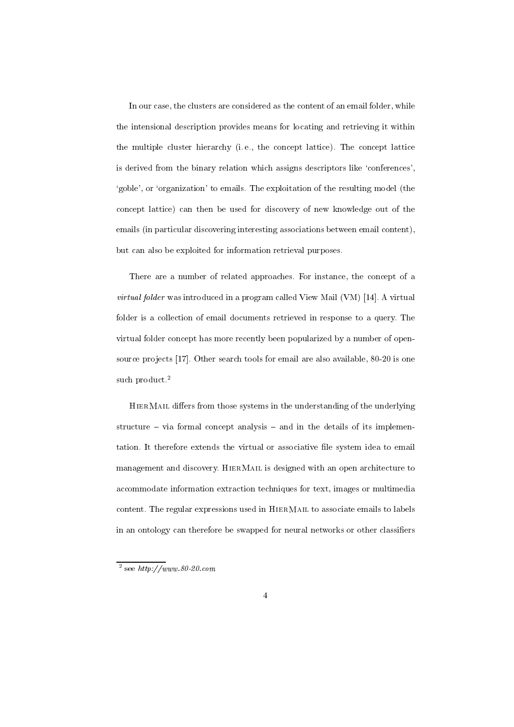In our case, the clusters are considered as the content of an email folder, while the intensional description provides means for locating and retrieving it within the multiple cluster hierarchy (i.e., the concept lattice). The concept lattice is derived from the binary relation which assigns descriptors like 'conferences', 'goble', or 'organization' to emails. The exploitation of the resulting model (the concept lattice) can then be used for discovery of new knowledge out of the emails (in particular discovering interesting associations between email content), but can also be exploited for information retrieval purposes.

There are a number of related approaches. For instance, the concept of a *virtual folder* was introduced in a program called View Mail (VM) [14]. A virtual folder is a collection of email documents retrieved in response to a query. The virtual folder concept has more recently been popularized by a number of open-source projects [17]. Other search tools for email are also available, 80-20 is one such product.[2]

HierMail differs from those systems in the understanding of the underlying structure – via formal concept analysis – and in the details of its implementation. It therefore extends the virtual or associative file system idea to email management and discovery. HierMail is designed with an open architecture to accommodate information extraction techniques for text, images or multimedia content. The regular expressions used in HierMail to associate emails to labels in an ontology can therefore be swapped for neural networks or other classifiers

[2] see *http://www.80-20.com*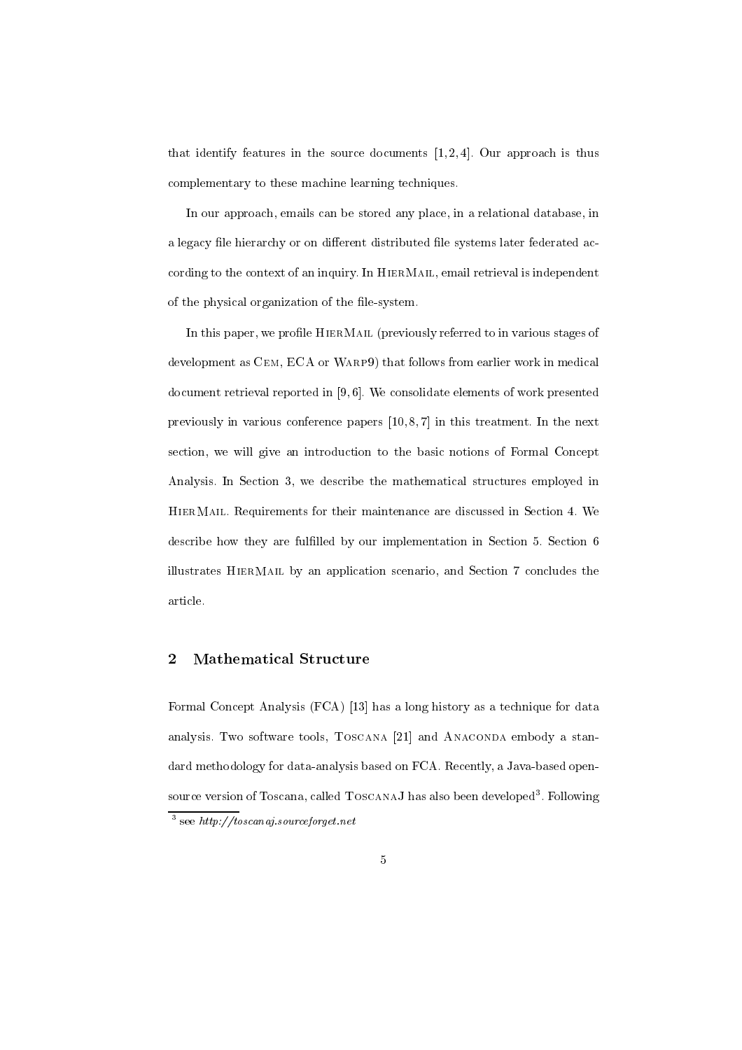that identify features in the source documents [1, 2, 4]. Our approach is thus complementary to these machine learning techniques.

In our approach, emails can be stored any place, in a relational database, in a legacy file hierarchy or on different distributed file systems later federated according to the context of an inquiry. In HierMail, email retrieval is independent of the physical organization of the file-system.

In this paper, we profile HierMail (previously referred to in various stages of development as Cem, ECA or Warp9) that follows from earlier work in medical document retrieval reported in [9, 6]. We consolidate elements of work presented previously in various conference papers [10, 8, 7] in this treatment. In the next section, we will give an introduction to the basic notions of Formal Concept Analysis. In Section 3, we describe the mathematical structures employed in HierMail. Requirements for their maintenance are discussed in Section 4. We describe how they are fulfilled by our implementation in Section 5. Section 6 illustrates HierMail by an application scenario, and Section 7 concludes the article.

## 2 Mathematical Structure

Formal Concept Analysis (FCA) [13] has a long history as a technique for data analysis. Two software tools, Toscana [21] and Anaconda embody a standard methodology for data-analysis based on FCA. Recently, a Java-based open-source version of Toscana, called ToscanaJ has also been developed[3]. Following

[3] see *http://toscanaj.sourceforget.net*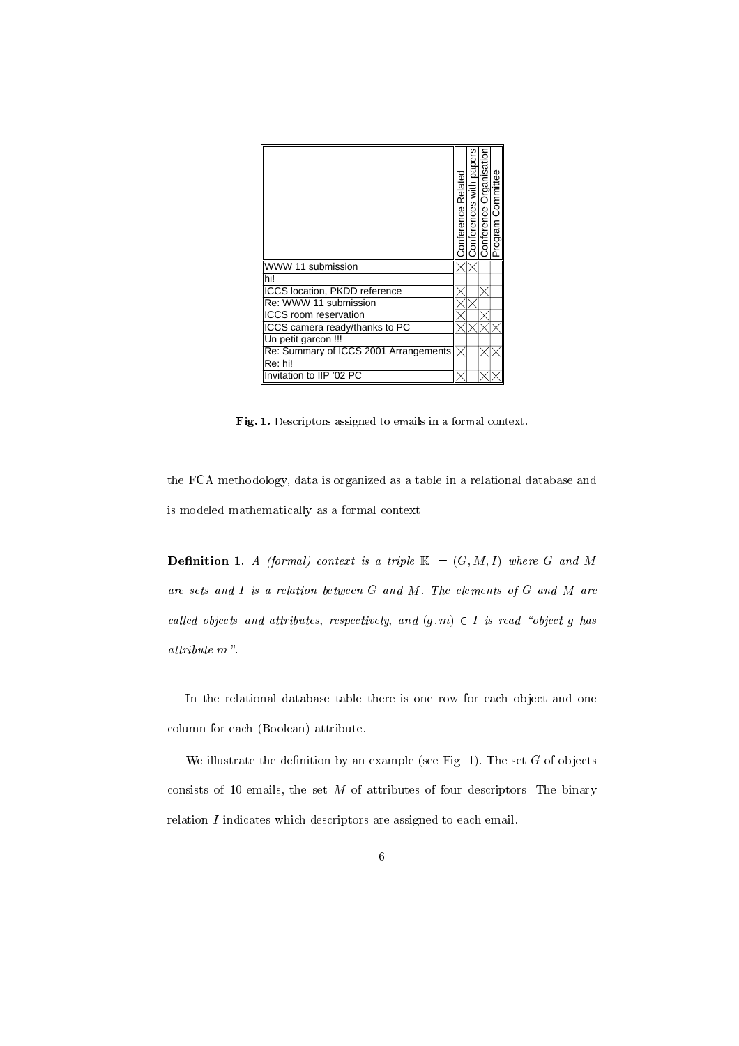| | Conference Related | Conferences with papers | Conference Organisation | Program Committee |
|---|---|---|---|---|
| WWW 11 submission | × | × | | |
| hi! | | | | |
| ICCS location, PKDD reference | × | | × | |
| Re: WWW 11 submission | × | × | | |
| ICCS room reservation | × | | × | |
| ICCS camera ready/thanks to PC | × | × | × | × |
| Un petit garcon !!! | | | | |
| Re: Summary of ICCS 2001 Arrangements | × | | × | × |
| Re: hi! | | | | |
| Invitation to IIP '02 PC | × | | × | × |

**Fig. 1.** Descriptors assigned to emails in a formal context.

the FCA methodology, data is organized as a table in a relational database and is modeled mathematically as a formal context.

**Definition 1.** *A (formal) context is a triple* $\mathbb{K} := (G, M, I)$ *where* $G$ *and* $M$ *are sets and* $I$ *is a relation between* $G$ *and* $M$*. The elements of* $G$ *and* $M$ *are called objects and attributes, respectively, and* $(g, m) \in I$ *is read "object* $g$ *has attribute* $m$*".*

In the relational database table there is one row for each object and one column for each (Boolean) attribute.

We illustrate the definition by an example (see Fig. 1). The set $G$ of objects consists of 10 emails, the set $M$ of attributes of four descriptors. The binary relation $I$ indicates which descriptors are assigned to each email.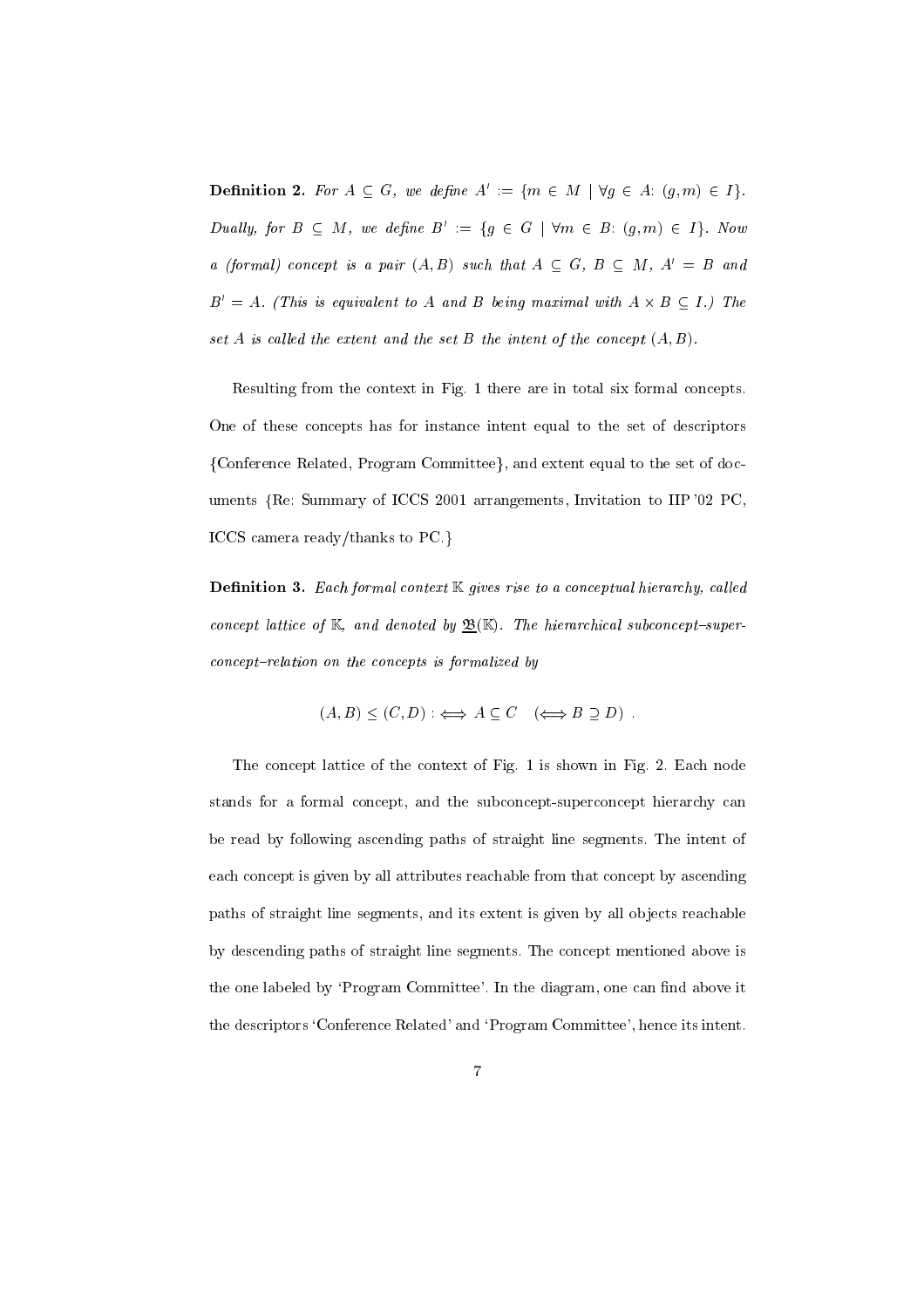**Definition 2.** *For $A \subseteq G$, we define $A' := \{m \in M \mid \forall g \in A\colon (g,m) \in I\}$. Dually, for $B \subseteq M$, we define $B' := \{g \in G \mid \forall m \in B\colon (g,m) \in I\}$. Now a (formal) concept is a pair $(A,B)$ such that $A \subseteq G$, $B \subseteq M$, $A' = B$ and $B' = A$. (This is equivalent to $A$ and $B$ being maximal with $A \times B \subseteq I$.) The set $A$ is called the extent and the set $B$ the intent of the concept $(A,B)$.*

Resulting from the context in Fig. 1 there are in total six formal concepts. One of these concepts has for instance intent equal to the set of descriptors {Conference Related, Program Committee}, and extent equal to the set of documents {Re: Summary of ICCS 2001 arrangements, Invitation to IIP '02 PC, ICCS camera ready/thanks to PC.}

**Definition 3.** *Each formal context $\mathbb{K}$ gives rise to a conceptual hierarchy, called concept lattice of $\mathbb{K}$, and denoted by $\underline{\mathfrak{B}}(\mathbb{K})$. The hierarchical subconcept–superconcept–relation on the concepts is formalized by*

$$(A,B) \leq (C,D) :\Longleftrightarrow A \subseteq C \quad (\Longleftrightarrow B \supseteq D) \ .$$

The concept lattice of the context of Fig. 1 is shown in Fig. 2. Each node stands for a formal concept, and the subconcept-superconcept hierarchy can be read by following ascending paths of straight line segments. The intent of each concept is given by all attributes reachable from that concept by ascending paths of straight line segments, and its extent is given by all objects reachable by descending paths of straight line segments. The concept mentioned above is the one labeled by 'Program Committee'. In the diagram, one can find above it the descriptors 'Conference Related' and 'Program Committee', hence its intent.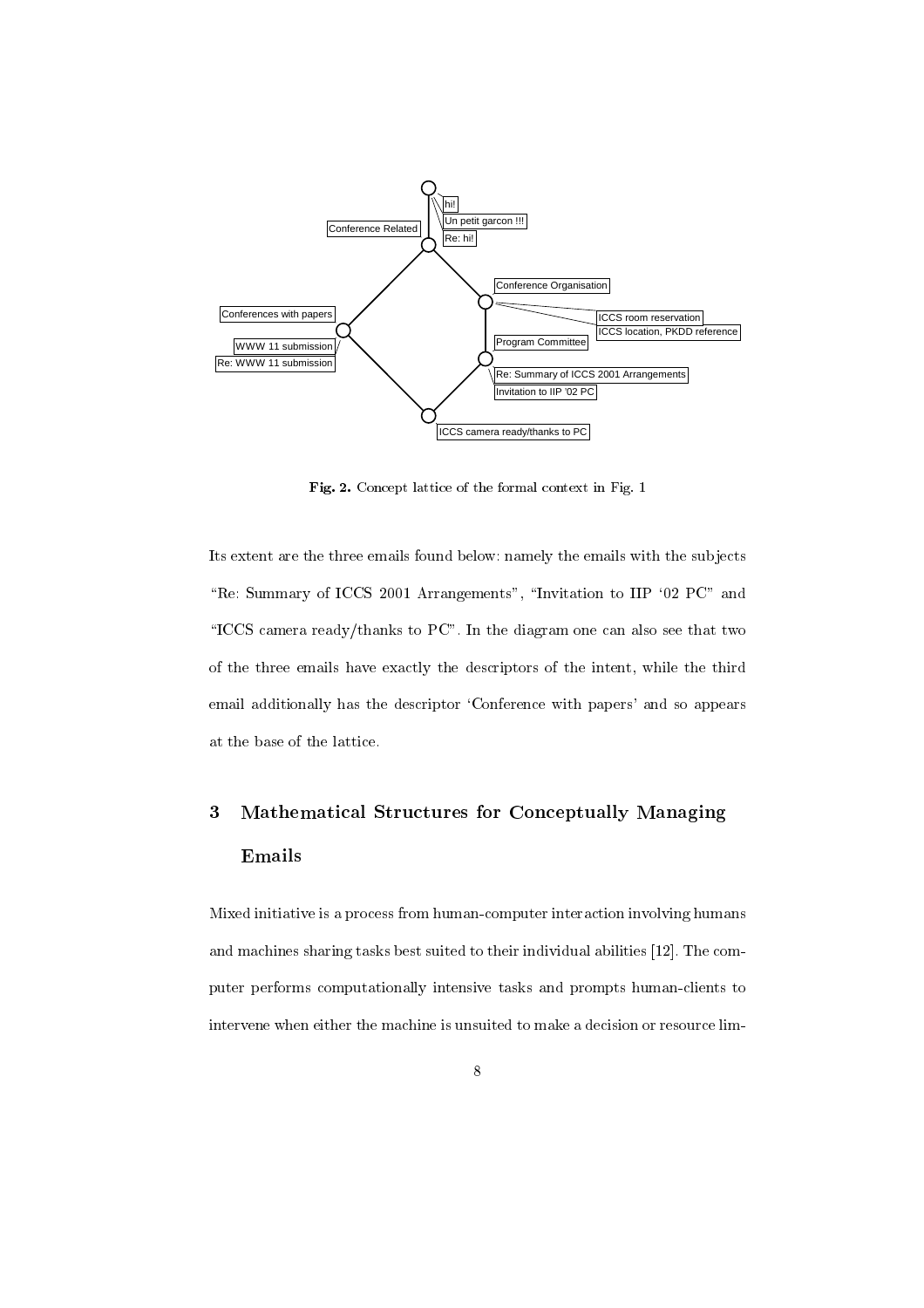Fig. 2. Concept lattice of the formal context in Fig. 1

Its extent are the three emails found below: namely the emails with the subjects "Re: Summary of ICCS 2001 Arrangements", "Invitation to IIP '02 PC" and "ICCS camera ready/thanks to PC". In the diagram one can also see that two of the three emails have exactly the descriptors of the intent, while the third email additionally has the descriptor 'Conference with papers' and so appears at the base of the lattice.

## 3 Mathematical Structures for Conceptually Managing Emails

Mixed initiative is a process from human-computer interaction involving humans and machines sharing tasks best suited to their individual abilities [12]. The computer performs computationally intensive tasks and prompts human-clients to intervene when either the machine is unsuited to make a decision or resource lim-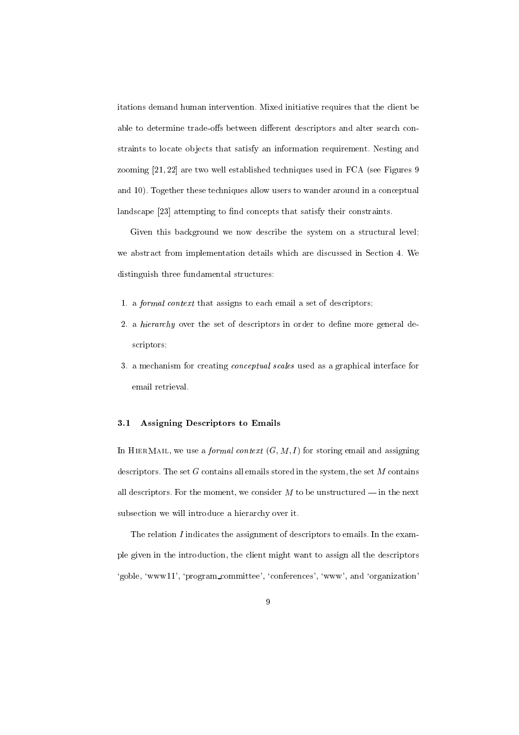itations demand human intervention. Mixed initiative requires that the client be able to determine trade-offs between different descriptors and alter search constraints to locate objects that satisfy an information requirement. Nesting and zooming [21, 22] are two well established techniques used in FCA (see Figures 9 and 10). Together these techniques allow users to wander around in a conceptual landscape [23] attempting to find concepts that satisfy their constraints.

Given this background we now describe the system on a structural level; we abstract from implementation details which are discussed in Section 4. We distinguish three fundamental structures:

1. a *formal context* that assigns to each email a set of descriptors;
2. a *hierarchy* over the set of descriptors in order to define more general descriptors;
3. a mechanism for creating *conceptual scales* used as a graphical interface for email retrieval.

### 3.1 Assigning Descriptors to Emails

In HierMail, we use a *formal context* $(G, M, I)$ for storing email and assigning descriptors. The set $G$ contains all emails stored in the system, the set $M$ contains all descriptors. For the moment, we consider $M$ to be unstructured — in the next subsection we will introduce a hierarchy over it.

The relation $I$ indicates the assignment of descriptors to emails. In the example given in the introduction, the client might want to assign all the descriptors 'goble, 'www11', 'program_committee', 'conferences', 'www', and 'organization'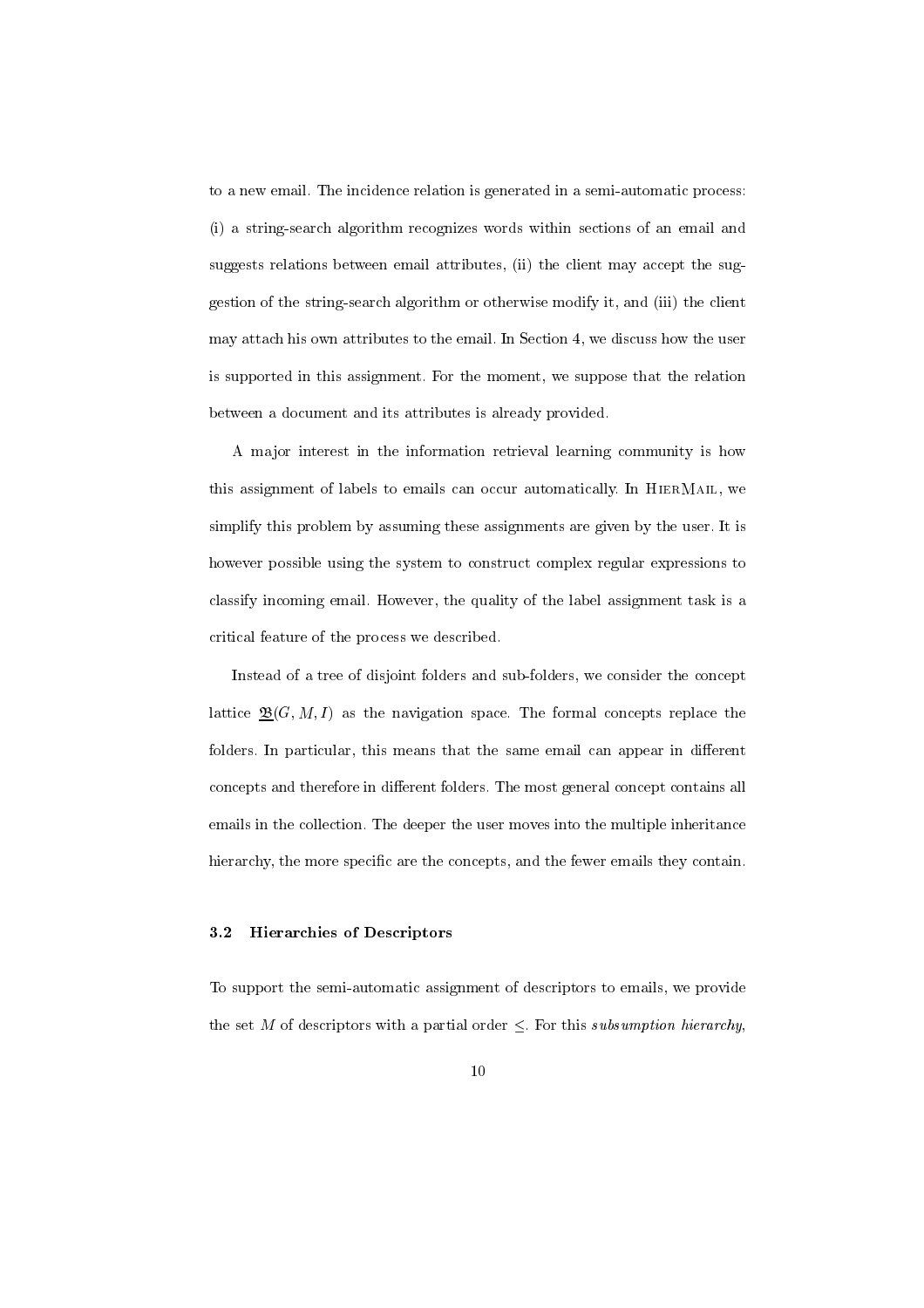to a new email. The incidence relation is generated in a semi-automatic process: (i) a string-search algorithm recognizes words within sections of an email and suggests relations between email attributes, (ii) the client may accept the suggestion of the string-search algorithm or otherwise modify it, and (iii) the client may attach his own attributes to the email. In Section 4, we discuss how the user is supported in this assignment. For the moment, we suppose that the relation between a document and its attributes is already provided.

A major interest in the information retrieval learning community is how this assignment of labels to emails can occur automatically. In HierMail, we simplify this problem by assuming these assignments are given by the user. It is however possible using the system to construct complex regular expressions to classify incoming email. However, the quality of the label assignment task is a critical feature of the process we described.

Instead of a tree of disjoint folders and sub-folders, we consider the concept lattice $\underline{\mathfrak{B}}(G, M, I)$ as the navigation space. The formal concepts replace the folders. In particular, this means that the same email can appear in different concepts and therefore in different folders. The most general concept contains all emails in the collection. The deeper the user moves into the multiple inheritance hierarchy, the more specific are the concepts, and the fewer emails they contain.

### 3.2 Hierarchies of Descriptors

To support the semi-automatic assignment of descriptors to emails, we provide the set $M$ of descriptors with a partial order $\leq$. For this *subsumption hierarchy*,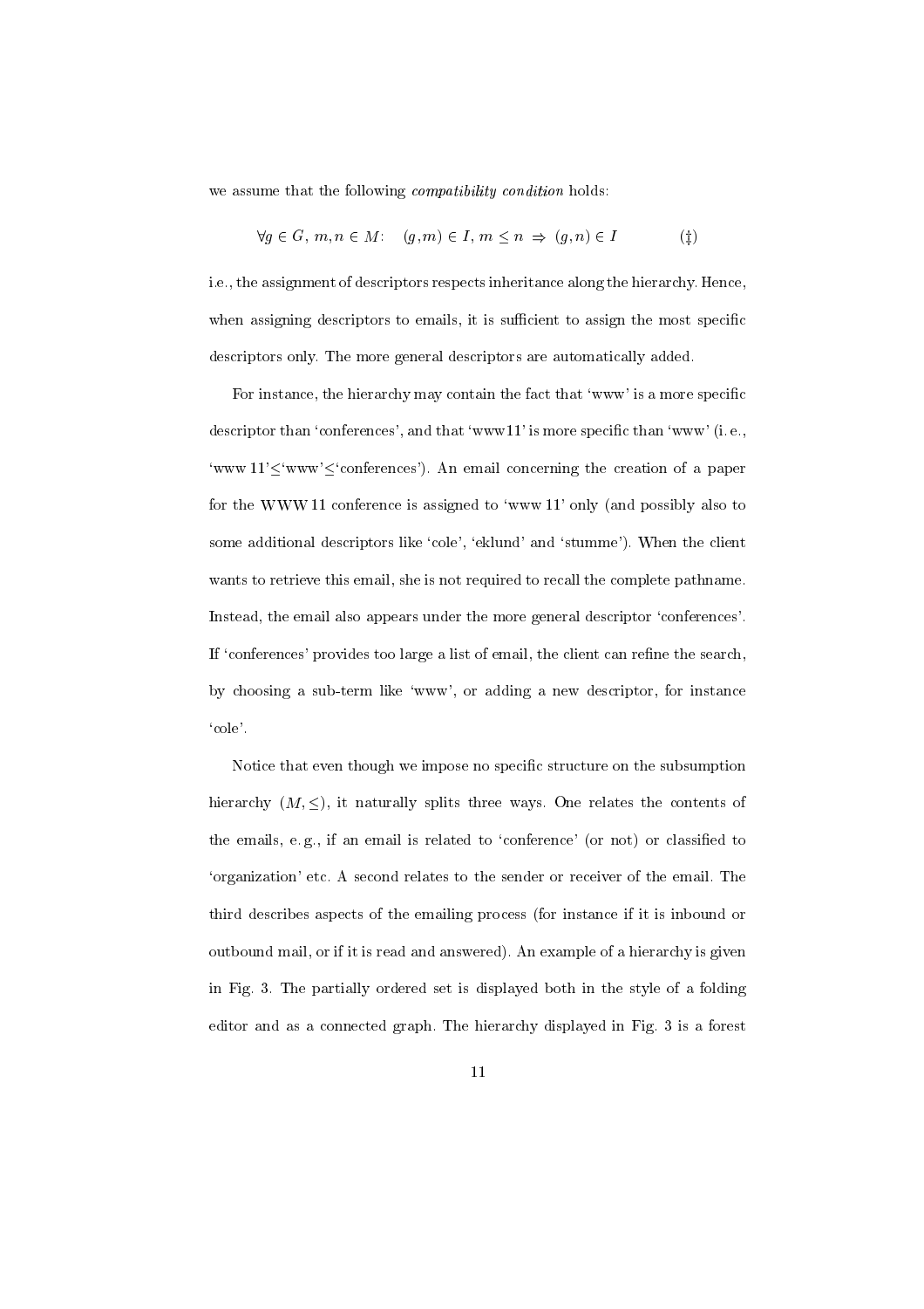we assume that the following *compatibility condition* holds:

$$\forall g \in G,\ m, n \in M: \quad (g, m) \in I,\ m \leq n \ \Rightarrow\ (g, n) \in I \qquad (\ddagger)$$

i.e., the assignment of descriptors respects inheritance along the hierarchy. Hence, when assigning descriptors to emails, it is sufficient to assign the most specific descriptors only. The more general descriptors are automatically added.

For instance, the hierarchy may contain the fact that 'www' is a more specific descriptor than 'conferences', and that 'www11' is more specific than 'www' (i. e., 'www 11'≤'www'≤'conferences'). An email concerning the creation of a paper for the WWW 11 conference is assigned to 'www 11' only (and possibly also to some additional descriptors like 'cole', 'eklund' and 'stumme'). When the client wants to retrieve this email, she is not required to recall the complete pathname. Instead, the email also appears under the more general descriptor 'conferences'. If 'conferences' provides too large a list of email, the client can refine the search, by choosing a sub-term like 'www', or adding a new descriptor, for instance 'cole'.

Notice that even though we impose no specific structure on the subsumption hierarchy $(M, \leq)$, it naturally splits three ways. One relates the contents of the emails, e. g., if an email is related to 'conference' (or not) or classified to 'organization' etc. A second relates to the sender or receiver of the email. The third describes aspects of the emailing process (for instance if it is inbound or outbound mail, or if it is read and answered). An example of a hierarchy is given in Fig. 3. The partially ordered set is displayed both in the style of a folding editor and as a connected graph. The hierarchy displayed in Fig. 3 is a forest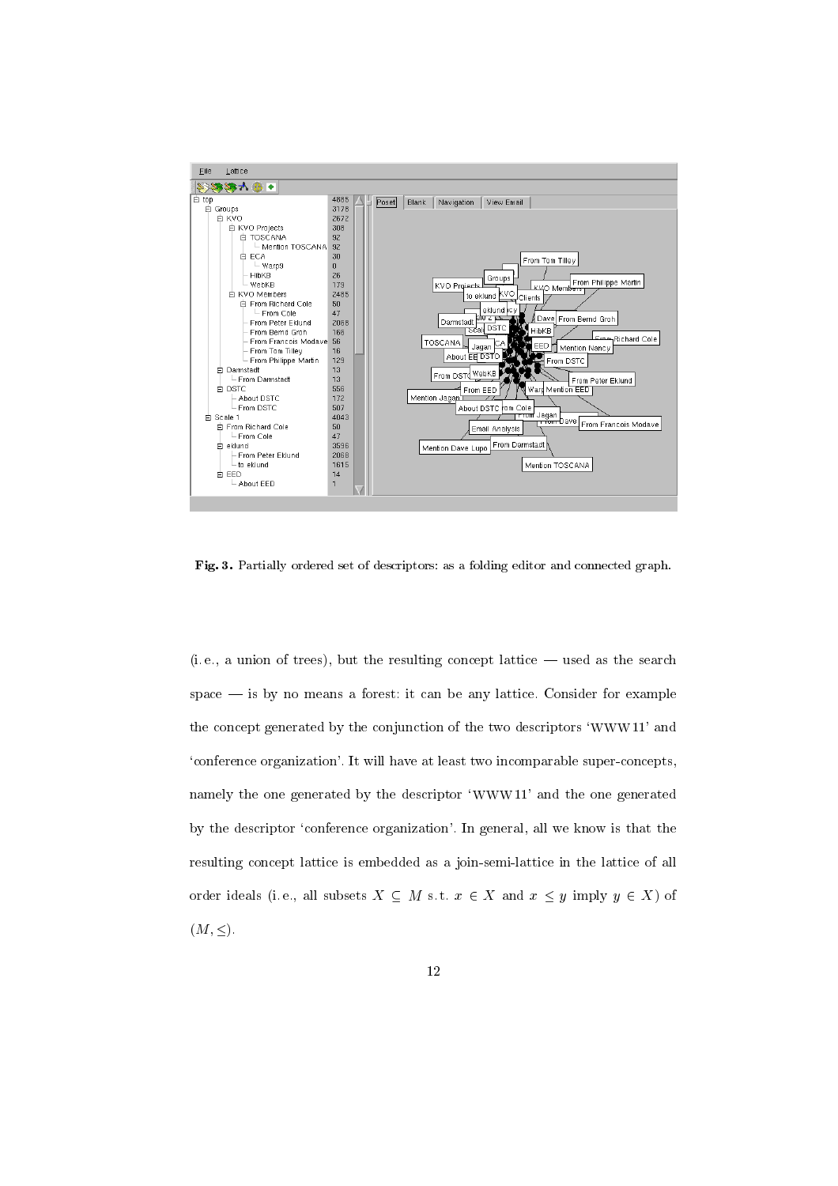**Fig. 3.** Partially ordered set of descriptors: as a folding editor and connected graph.

(i.e., a union of trees), but the resulting concept lattice — used as the search space — is by no means a forest: it can be any lattice. Consider for example the concept generated by the conjunction of the two descriptors 'WWW11' and 'conference organization'. It will have at least two incomparable super-concepts, namely the one generated by the descriptor 'WWW11' and the one generated by the descriptor 'conference organization'. In general, all we know is that the resulting concept lattice is embedded as a join-semi-lattice in the lattice of all order ideals (i.e., all subsets $X \subseteq M$ s.t. $x \in X$ and $x \leq y$ imply $y \in X$) of $(M, \leq)$.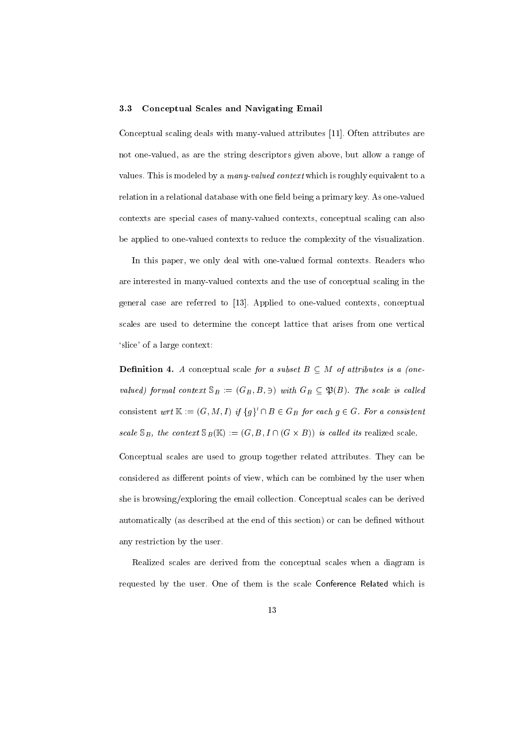### 3.3 Conceptual Scales and Navigating Email

Conceptual scaling deals with many-valued attributes [11]. Often attributes are not one-valued, as are the string descriptors given above, but allow a range of values. This is modeled by a *many-valued context* which is roughly equivalent to a relation in a relational database with one field being a primary key. As one-valued contexts are special cases of many-valued contexts, conceptual scaling can also be applied to one-valued contexts to reduce the complexity of the visualization.

In this paper, we only deal with one-valued formal contexts. Readers who are interested in many-valued contexts and the use of conceptual scaling in the general case are referred to [13]. Applied to one-valued contexts, conceptual scales are used to determine the concept lattice that arises from one vertical 'slice' of a large context:

**Definition 4.** *A* conceptual scale *for a subset $B \subseteq M$ of attributes is a (one-valued) formal context $\mathbb{S}_B := (G_B, B, \ni)$ with $G_B \subseteq \mathfrak{P}(B)$. The scale is called* consistent *wrt $\mathbb{K} := (G, M, I)$ if $\{g\}' \cap B \in G_B$ for each $g \in G$. For a consistent scale $\mathbb{S}_B$, the context $\mathbb{S}_B(\mathbb{K}) := (G, B, I \cap (G \times B))$ is called its* realized scale.

Conceptual scales are used to group together related attributes. They can be considered as different points of view, which can be combined by the user when she is browsing/exploring the email collection. Conceptual scales can be derived automatically (as described at the end of this section) or can be defined without any restriction by the user.

Realized scales are derived from the conceptual scales when a diagram is requested by the user. One of them is the scale Conference Related which is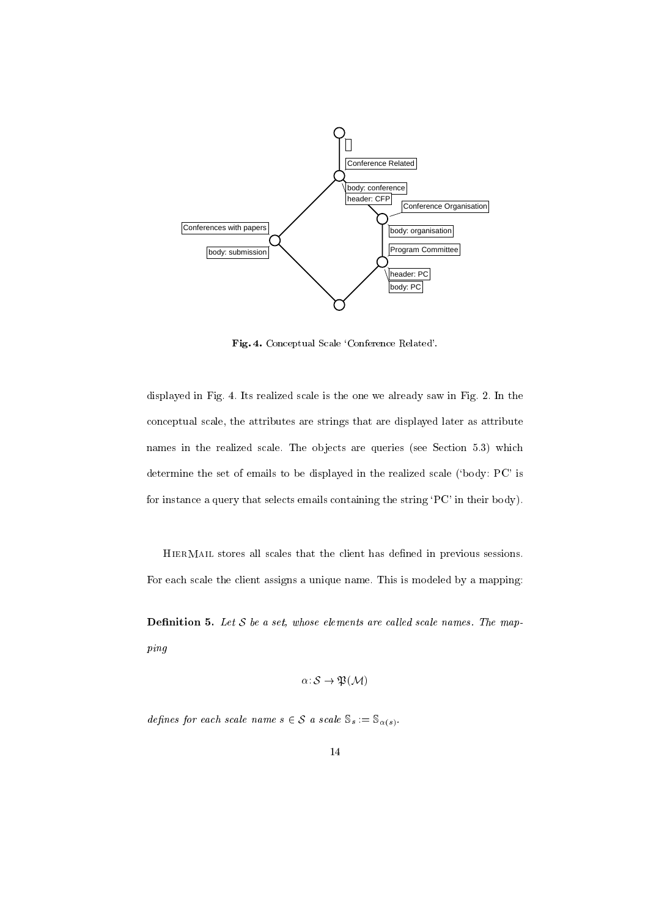**Fig. 4.** Conceptual Scale 'Conference Related'.

displayed in Fig. 4. Its realized scale is the one we already saw in Fig. 2. In the conceptual scale, the attributes are strings that are displayed later as attribute names in the realized scale. The objects are queries (see Section 5.3) which determine the set of emails to be displayed in the realized scale ('body: PC' is for instance a query that selects emails containing the string 'PC' in their body).

HierMail stores all scales that the client has defined in previous sessions. For each scale the client assigns a unique name. This is modeled by a mapping:

**Definition 5.** *Let $\mathcal{S}$ be a set, whose elements are called scale names. The mapping*

$$\alpha \colon \mathcal{S} \to \mathfrak{P}(\mathcal{M})$$

*defines for each scale name $s \in \mathcal{S}$ a scale $\mathbb{S}_s := \mathbb{S}_{\alpha(s)}$.*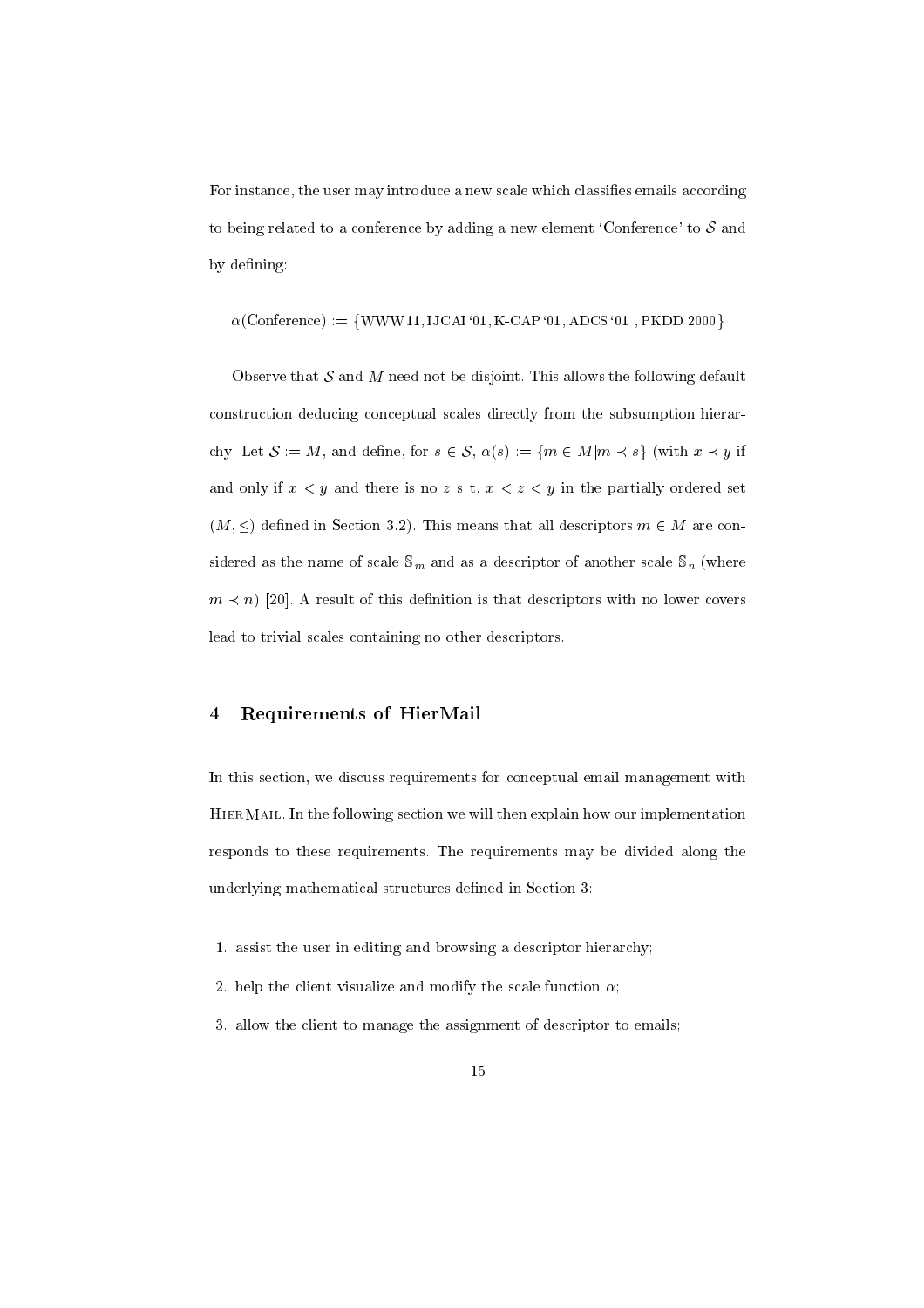For instance, the user may introduce a new scale which classifies emails according to being related to a conference by adding a new element 'Conference' to $\mathcal{S}$ and by defining:

$$\alpha(\text{Conference}) := \{\text{WWW11}, \text{IJCAI '01}, \text{K-CAP '01}, \text{ADCS '01 }, \text{PKDD 2000}\}$$

Observe that $\mathcal{S}$ and $M$ need not be disjoint. This allows the following default construction deducing conceptual scales directly from the subsumption hierarchy: Let $\mathcal{S} := M$, and define, for $s \in \mathcal{S}$, $\alpha(s) := \{m \in M | m \prec s\}$ (with $x \prec y$ if and only if $x < y$ and there is no $z$ s. t. $x < z < y$ in the partially ordered set $(M, \leq)$ defined in Section 3.2). This means that all descriptors $m \in M$ are considered as the name of scale $\mathbb{S}_m$ and as a descriptor of another scale $\mathbb{S}_n$ (where $m \prec n$) [20]. A result of this definition is that descriptors with no lower covers lead to trivial scales containing no other descriptors.

## 4 Requirements of HierMail

In this section, we discuss requirements for conceptual email management with HierMail. In the following section we will then explain how our implementation responds to these requirements. The requirements may be divided along the underlying mathematical structures defined in Section 3:

1. assist the user in editing and browsing a descriptor hierarchy;
2. help the client visualize and modify the scale function $\alpha$;
3. allow the client to manage the assignment of descriptor to emails;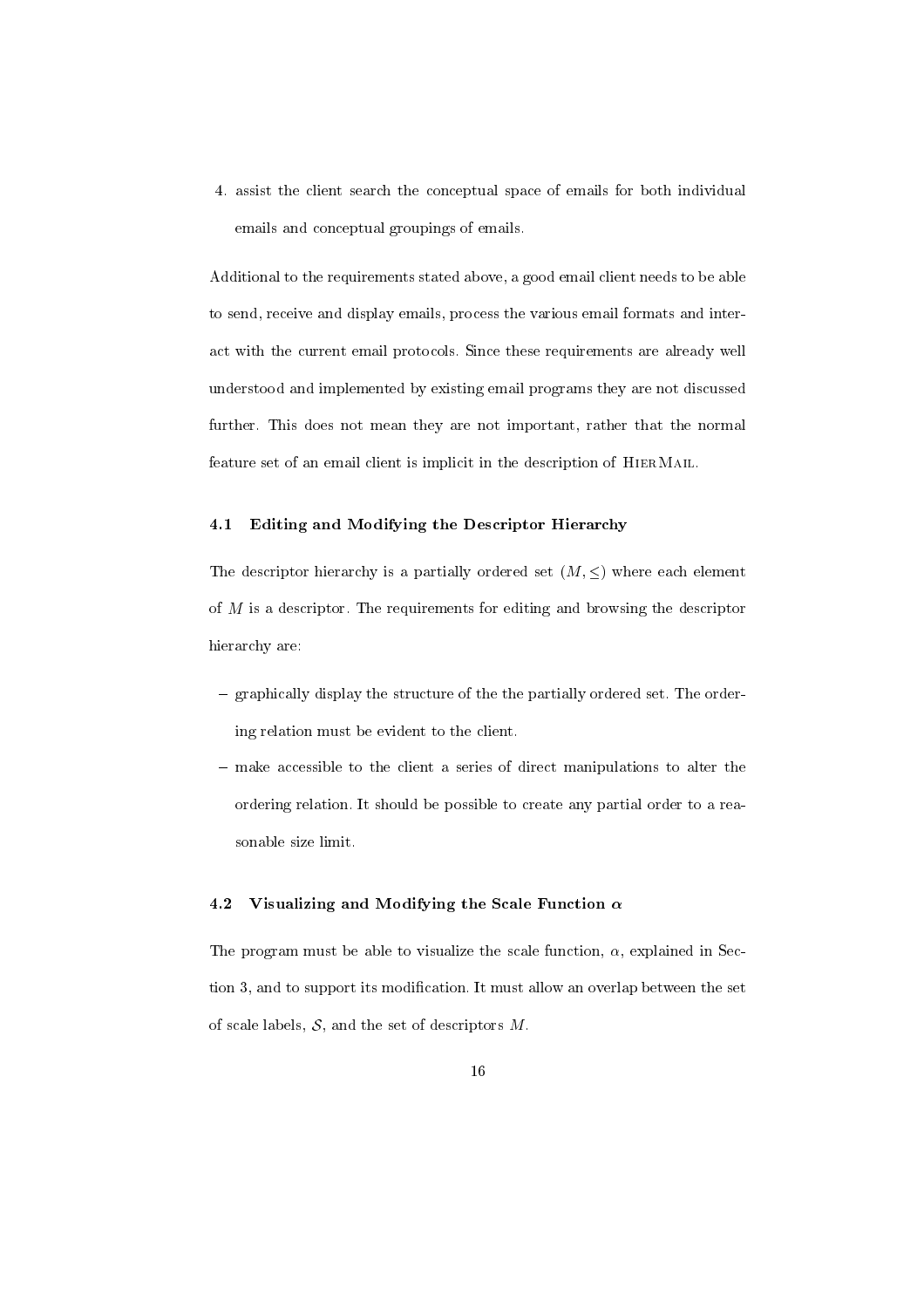4. assist the client search the conceptual space of emails for both individual emails and conceptual groupings of emails.

Additional to the requirements stated above, a good email client needs to be able to send, receive and display emails, process the various email formats and interact with the current email protocols. Since these requirements are already well understood and implemented by existing email programs they are not discussed further. This does not mean they are not important, rather that the normal feature set of an email client is implicit in the description of HierMail.

### 4.1 Editing and Modifying the Descriptor Hierarchy

The descriptor hierarchy is a partially ordered set $(M, \leq)$ where each element of $M$ is a descriptor. The requirements for editing and browsing the descriptor hierarchy are:

- graphically display the structure of the the partially ordered set. The ordering relation must be evident to the client.
- make accessible to the client a series of direct manipulations to alter the ordering relation. It should be possible to create any partial order to a reasonable size limit.

### 4.2 Visualizing and Modifying the Scale Function $\alpha$

The program must be able to visualize the scale function, $\alpha$, explained in Section 3, and to support its modification. It must allow an overlap between the set of scale labels, $\mathcal{S}$, and the set of descriptors $M$.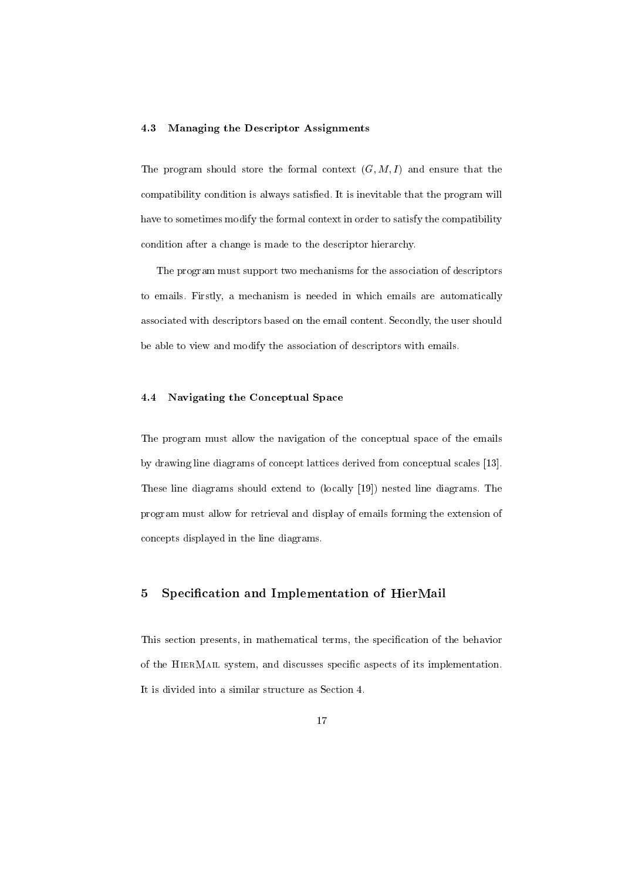### 4.3 Managing the Descriptor Assignments

The program should store the formal context $(G, M, I)$ and ensure that the compatibility condition is always satisfied. It is inevitable that the program will have to sometimes modify the formal context in order to satisfy the compatibility condition after a change is made to the descriptor hierarchy.

The program must support two mechanisms for the association of descriptors to emails. Firstly, a mechanism is needed in which emails are automatically associated with descriptors based on the email content. Secondly, the user should be able to view and modify the association of descriptors with emails.

### 4.4 Navigating the Conceptual Space

The program must allow the navigation of the conceptual space of the emails by drawing line diagrams of concept lattices derived from conceptual scales [13]. These line diagrams should extend to (locally [19]) nested line diagrams. The program must allow for retrieval and display of emails forming the extension of concepts displayed in the line diagrams.

## 5 Specification and Implementation of HierMail

This section presents, in mathematical terms, the specification of the behavior of the HierMail system, and discusses specific aspects of its implementation. It is divided into a similar structure as Section 4.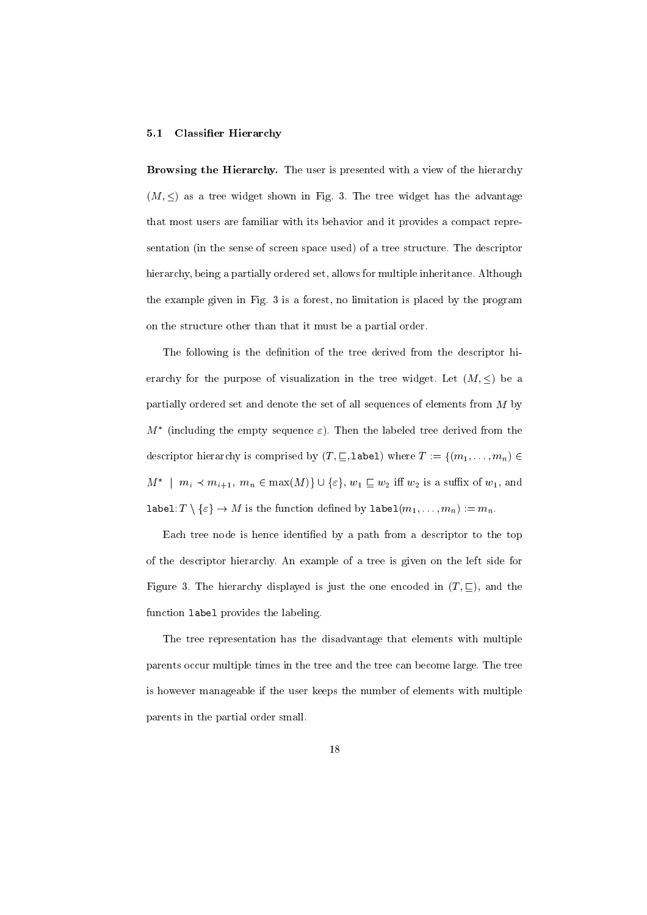### 5.1 Classifier Hierarchy

**Browsing the Hierarchy.** The user is presented with a view of the hierarchy $(M, \leq)$ as a tree widget shown in Fig. 3. The tree widget has the advantage that most users are familiar with its behavior and it provides a compact representation (in the sense of screen space used) of a tree structure. The descriptor hierarchy, being a partially ordered set, allows for multiple inheritance. Although the example given in Fig. 3 is a forest, no limitation is placed by the program on the structure other than that it must be a partial order.

The following is the definition of the tree derived from the descriptor hierarchy for the purpose of visualization in the tree widget. Let $(M, \leq)$ be a partially ordered set and denote the set of all sequences of elements from $M$ by $M^*$ (including the empty sequence $\varepsilon$). Then the labeled tree derived from the descriptor hierarchy is comprised by $(T, \sqsubseteq, \texttt{label})$ where $T := \{(m_1, \ldots, m_n) \in M^* \mid m_i \prec m_{i+1},\ m_n \in \max(M)\} \cup \{\varepsilon\}$, $w_1 \sqsubseteq w_2$ iff $w_2$ is a suffix of $w_1$, and $\texttt{label}\colon T \setminus \{\varepsilon\} \to M$ is the function defined by $\texttt{label}(m_1, \ldots, m_n) := m_n$.

Each tree node is hence identified by a path from a descriptor to the top of the descriptor hierarchy. An example of a tree is given on the left side for Figure 3. The hierarchy displayed is just the one encoded in $(T, \sqsubseteq)$, and the function `label` provides the labeling.

The tree representation has the disadvantage that elements with multiple parents occur multiple times in the tree and the tree can become large. The tree is however manageable if the user keeps the number of elements with multiple parents in the partial order small.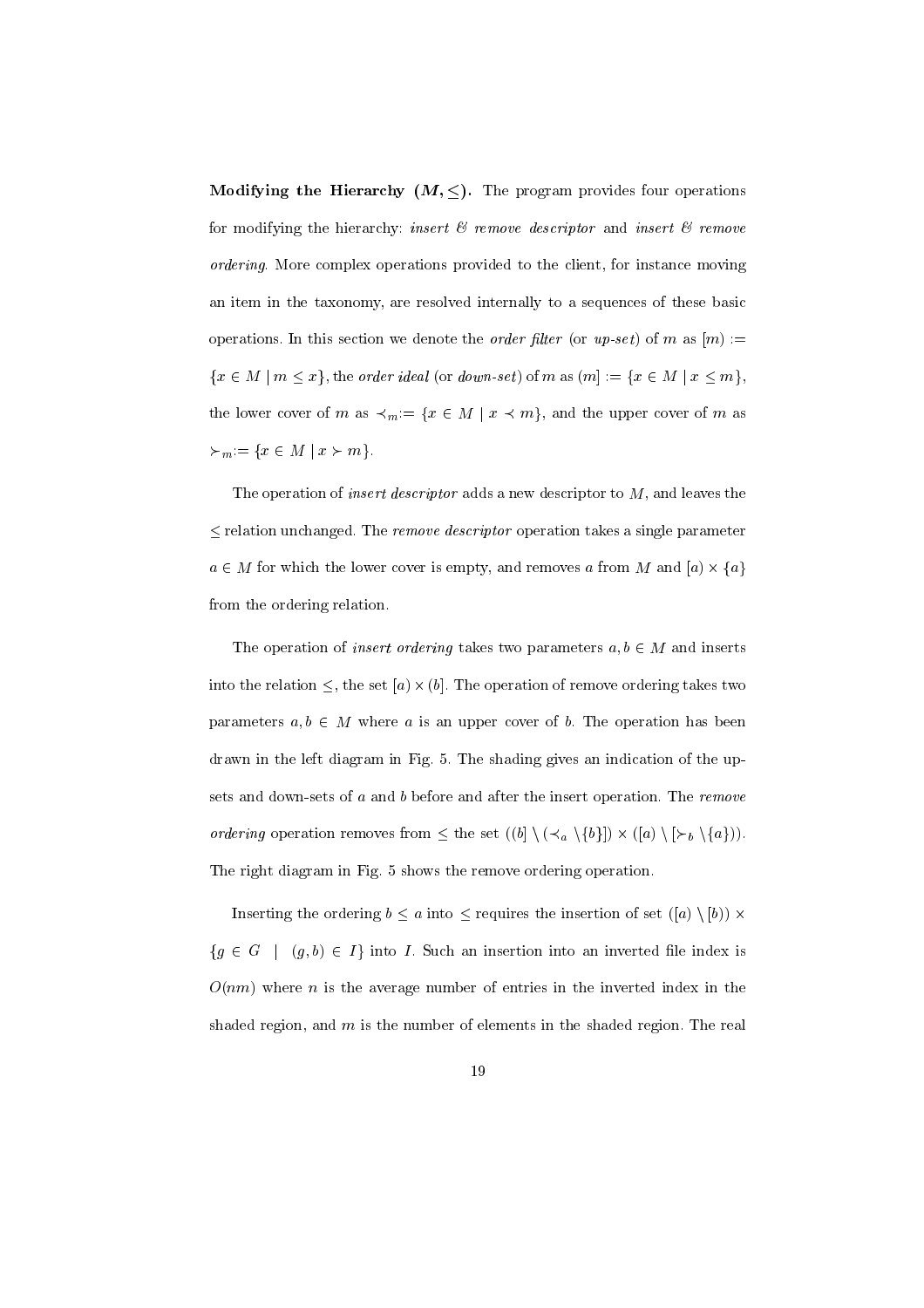**Modifying the Hierarchy $(M, \leq)$.** The program provides four operations for modifying the hierarchy: *insert & remove descriptor* and *insert & remove ordering*. More complex operations provided to the client, for instance moving an item in the taxonomy, are resolved internally to a sequences of these basic operations. In this section we denote the *order filter* (or *up-set*) of $m$ as $[m) := \{x \in M \mid m \leq x\}$, the *order ideal* (or *down-set*) of $m$ as $(m] := \{x \in M \mid x \leq m\}$, the lower cover of $m$ as $\prec_m := \{x \in M \mid x \prec m\}$, and the upper cover of $m$ as $\succ_m := \{x \in M \mid x \succ m\}$.

The operation of *insert descriptor* adds a new descriptor to $M$, and leaves the $\leq$ relation unchanged. The *remove descriptor* operation takes a single parameter $a \in M$ for which the lower cover is empty, and removes $a$ from $M$ and $[a) \times \{a\}$ from the ordering relation.

The operation of *insert ordering* takes two parameters $a, b \in M$ and inserts into the relation $\leq$, the set $[a) \times (b]$. The operation of remove ordering takes two parameters $a, b \in M$ where $a$ is an upper cover of $b$. The operation has been drawn in the left diagram in Fig. 5. The shading gives an indication of the up-sets and down-sets of $a$ and $b$ before and after the insert operation. The *remove ordering* operation removes from $\leq$ the set $((b] \setminus (\prec_a \setminus \{b\}]) \times ([a) \setminus [\succ_b \setminus \{a\}))$. The right diagram in Fig. 5 shows the remove ordering operation.

Inserting the ordering $b \leq a$ into $\leq$ requires the insertion of set $([a) \setminus [b)) \times \{g \in G \mid (g, b) \in I\}$ into $I$. Such an insertion into an inverted file index is $O(nm)$ where $n$ is the average number of entries in the inverted index in the shaded region, and $m$ is the number of elements in the shaded region. The real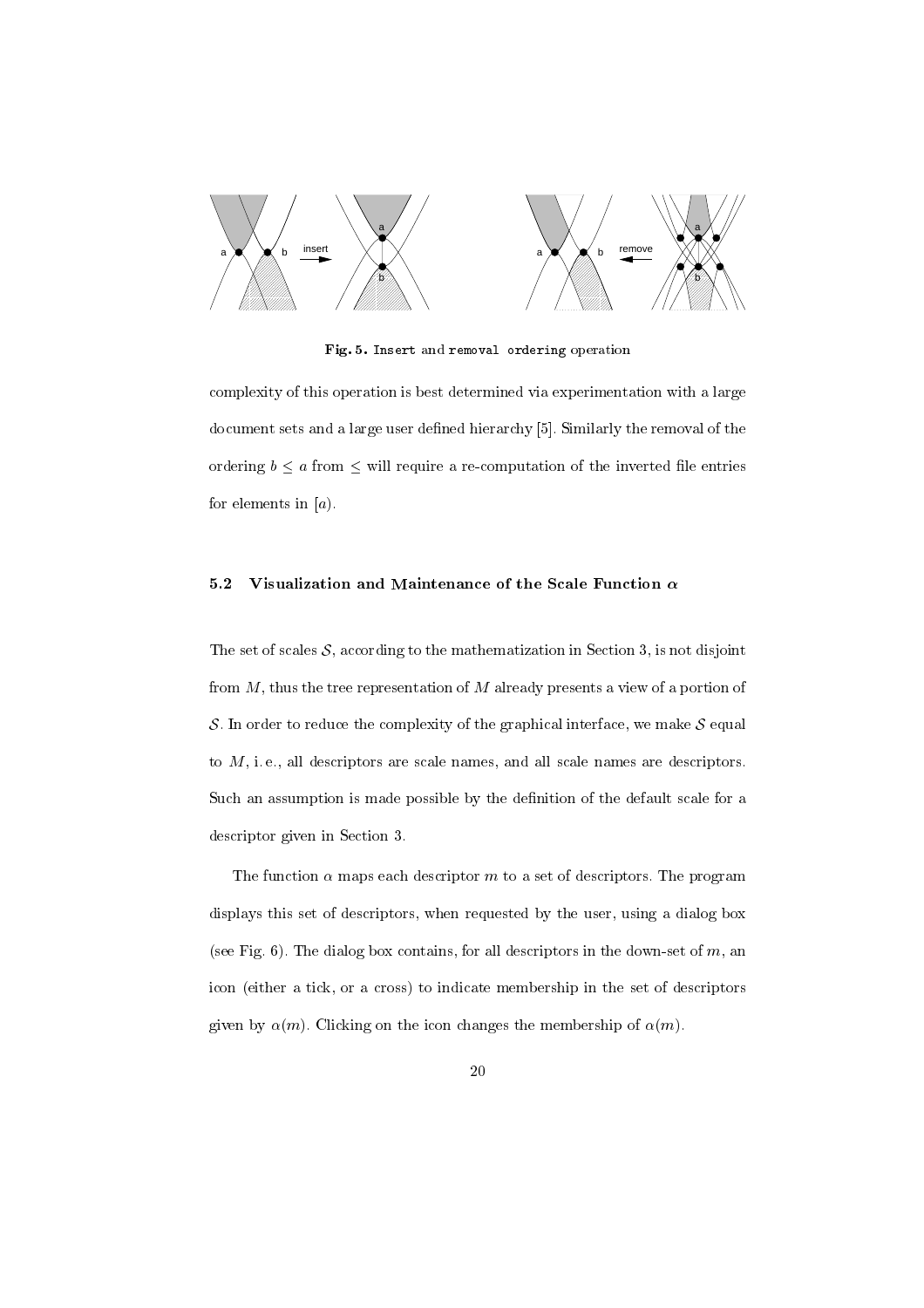**Fig. 5.** `Insert` and `removal ordering` operation

complexity of this operation is best determined via experimentation with a large document sets and a large user defined hierarchy [5]. Similarly the removal of the ordering $b \leq a$ from $\leq$ will require a re-computation of the inverted file entries for elements in $[a)$.

### 5.2 Visualization and Maintenance of the Scale Function $\alpha$

The set of scales $\mathcal{S}$, according to the mathematization in Section 3, is not disjoint from $M$, thus the tree representation of $M$ already presents a view of a portion of $\mathcal{S}$. In order to reduce the complexity of the graphical interface, we make $\mathcal{S}$ equal to $M$, i. e., all descriptors are scale names, and all scale names are descriptors. Such an assumption is made possible by the definition of the default scale for a descriptor given in Section 3.

The function $\alpha$ maps each descriptor $m$ to a set of descriptors. The program displays this set of descriptors, when requested by the user, using a dialog box (see Fig. 6). The dialog box contains, for all descriptors in the down-set of $m$, an icon (either a tick, or a cross) to indicate membership in the set of descriptors given by $\alpha(m)$. Clicking on the icon changes the membership of $\alpha(m)$.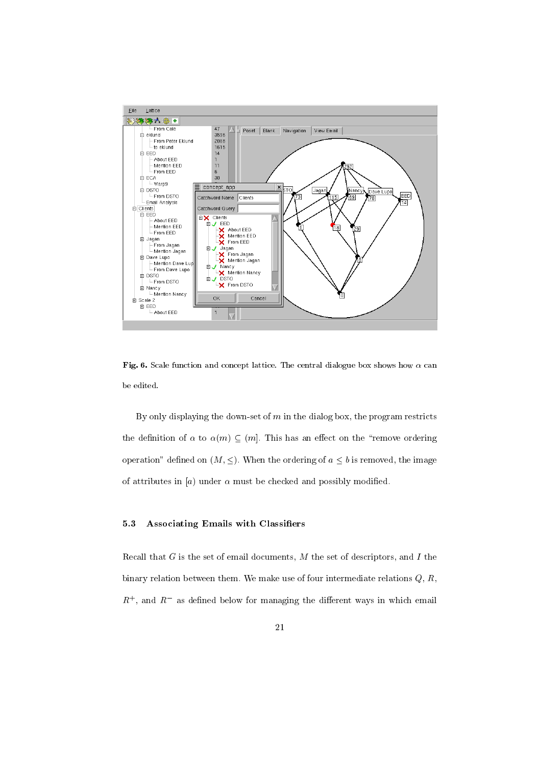**Fig. 6.** Scale function and concept lattice. The central dialogue box shows how $\alpha$ can be edited.

By only displaying the down-set of $m$ in the dialog box, the program restricts the definition of $\alpha$ to $\alpha(m) \subseteq (m]$. This has an effect on the "remove ordering operation" defined on $(M, \leq)$. When the ordering of $a \leq b$ is removed, the image of attributes in $[a)$ under $\alpha$ must be checked and possibly modified.

### 5.3 Associating Emails with Classifiers

Recall that $G$ is the set of email documents, $M$ the set of descriptors, and $I$ the binary relation between them. We make use of four intermediate relations $Q$, $R$, $R^{+}$, and $R^{-}$ as defined below for managing the different ways in which email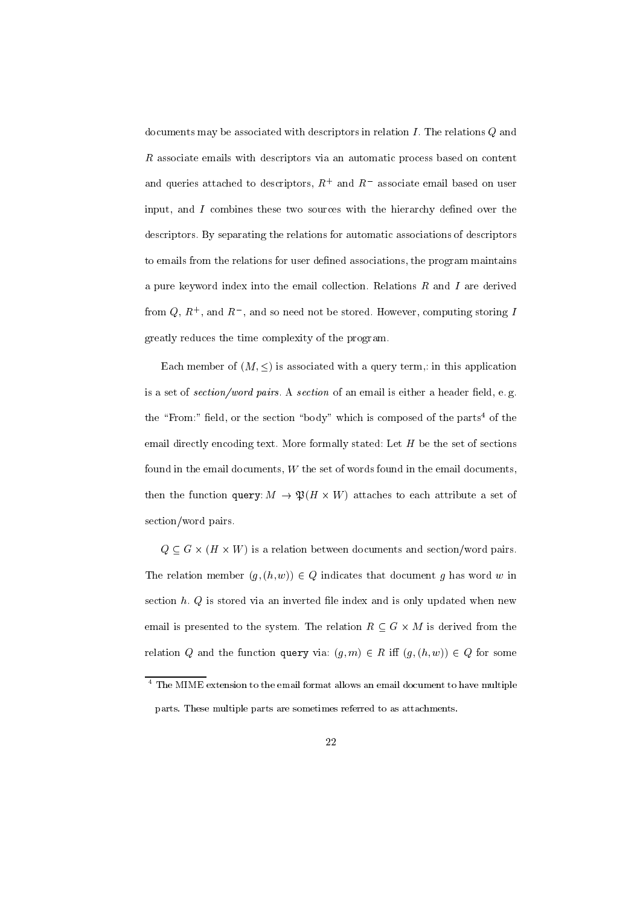documents may be associated with descriptors in relation $I$. The relations $Q$ and $R$ associate emails with descriptors via an automatic process based on content and queries attached to descriptors, $R^+$ and $R^-$ associate email based on user input, and $I$ combines these two sources with the hierarchy defined over the descriptors. By separating the relations for automatic associations of descriptors to emails from the relations for user defined associations, the program maintains a pure keyword index into the email collection. Relations $R$ and $I$ are derived from $Q$, $R^+$, and $R^-$, and so need not be stored. However, computing storing $I$ greatly reduces the time complexity of the program.

Each member of $(M, \leq)$ is associated with a query term,: in this application is a set of *section/word pairs*. A *section* of an email is either a header field, e. g. the "From:" field, or the section "body" which is composed of the parts[4] of the email directly encoding text. More formally stated: Let $H$ be the set of sections found in the email documents, $W$ the set of words found in the email documents, then the function `query`: $M \rightarrow \mathfrak{P}(H \times W)$ attaches to each attribute a set of section/word pairs.

$Q \subseteq G \times (H \times W)$ is a relation between documents and section/word pairs. The relation member $(g, (h, w)) \in Q$ indicates that document $g$ has word $w$ in section $h$. $Q$ is stored via an inverted file index and is only updated when new email is presented to the system. The relation $R \subseteq G \times M$ is derived from the relation $Q$ and the function `query` via: $(g, m) \in R$ iff $(g, (h, w)) \in Q$ for some

[4] The MIME extension to the email format allows an email document to have multiple parts. These multiple parts are sometimes referred to as attachments.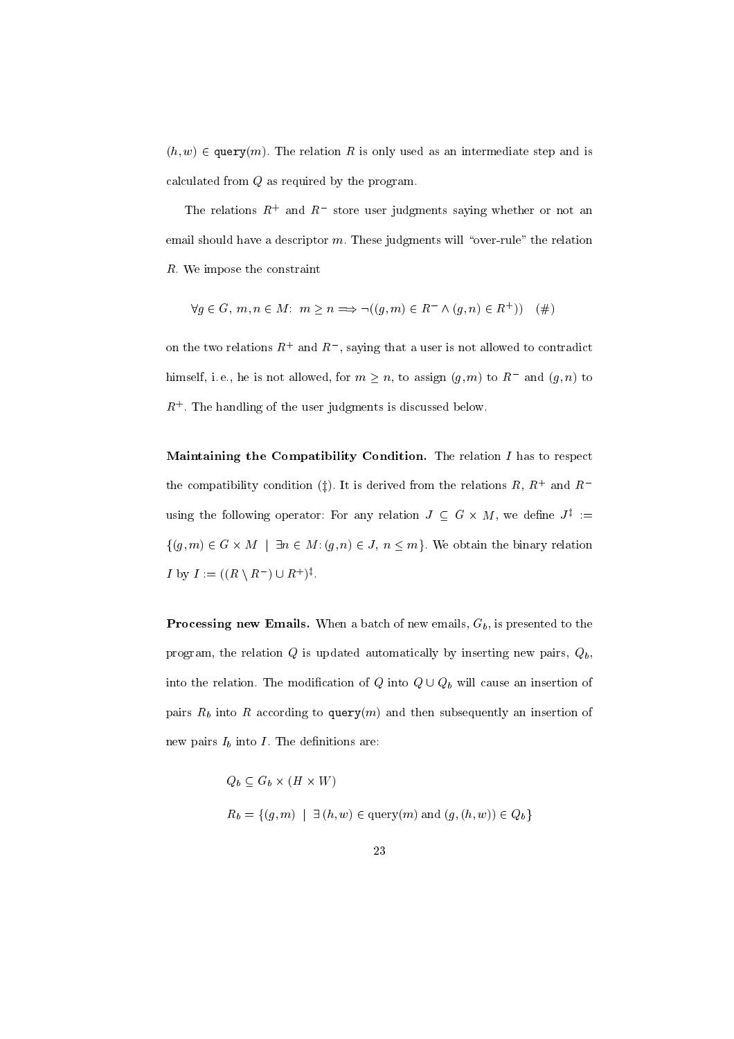$(h,w) \in \texttt{query}(m)$. The relation $R$ is only used as an intermediate step and is calculated from $Q$ as required by the program.

The relations $R^+$ and $R^-$ store user judgments saying whether or not an email should have a descriptor $m$. These judgments will "over-rule" the relation $R$. We impose the constraint

$$\forall g \in G,\ m,n \in M\colon\ m \geq n \Longrightarrow \neg((g,m) \in R^- \wedge (g,n) \in R^+)) \quad (\#)$$

on the two relations $R^+$ and $R^-$, saying that a user is not allowed to contradict himself, i. e., he is not allowed, for $m \geq n$, to assign $(g,m)$ to $R^-$ and $(g,n)$ to $R^+$. The handling of the user judgments is discussed below.

**Maintaining the Compatibility Condition.** The relation $I$ has to respect the compatibility condition (‡). It is derived from the relations $R$, $R^+$ and $R^-$ using the following operator: For any relation $J \subseteq G \times M$, we define $J^\ddagger := \{(g,m) \in G \times M \mid \exists n \in M\colon (g,n) \in J,\ n \leq m\}$. We obtain the binary relation $I$ by $I := ((R \setminus R^-) \cup R^+)^\ddagger$.

**Processing new Emails.** When a batch of new emails, $G_b$, is presented to the program, the relation $Q$ is updated automatically by inserting new pairs, $Q_b$, into the relation. The modification of $Q$ into $Q \cup Q_b$ will cause an insertion of pairs $R_b$ into $R$ according to $\texttt{query}(m)$ and then subsequently an insertion of new pairs $I_b$ into $I$. The definitions are:

$$Q_b \subseteq G_b \times (H \times W)$$

$$R_b = \{(g,m) \mid \exists\, (h,w) \in \text{query}(m) \text{ and } (g,(h,w)) \in Q_b\}$$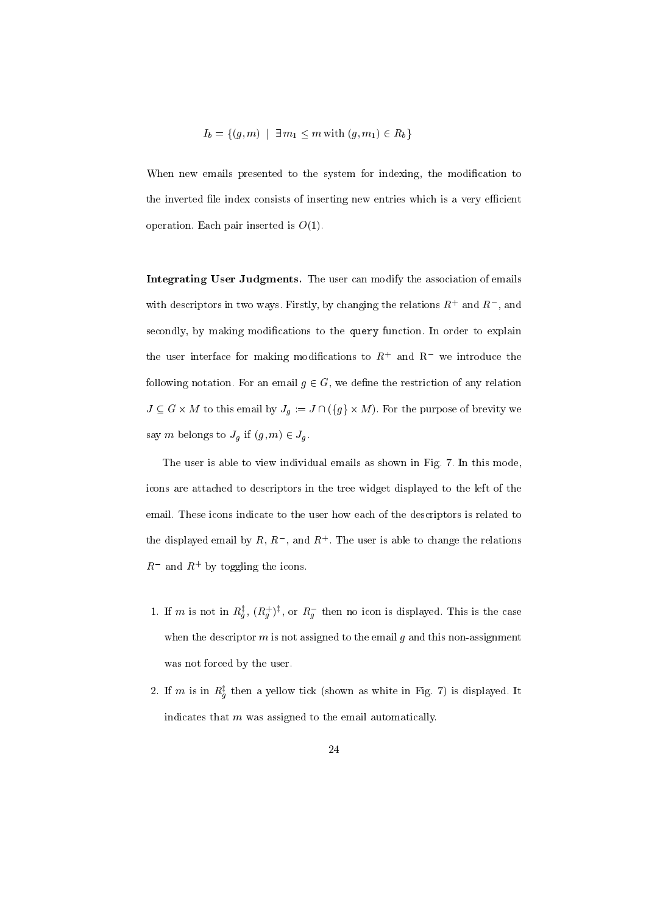$$I_b = \{(g, m) \mid \exists m_1 \leq m \text{ with } (g, m_1) \in R_b\}$$

When new emails presented to the system for indexing, the modification to the inverted file index consists of inserting new entries which is a very efficient operation. Each pair inserted is $O(1)$.

**Integrating User Judgments.** The user can modify the association of emails with descriptors in two ways. Firstly, by changing the relations $R^+$ and $R^-$, and secondly, by making modifications to the `query` function. In order to explain the user interface for making modifications to $R^+$ and $R^-$ we introduce the following notation. For an email $g \in G$, we define the restriction of any relation $J \subseteq G \times M$ to this email by $J_g := J \cap (\{g\} \times M)$. For the purpose of brevity we say $m$ belongs to $J_g$ if $(g, m) \in J_g$.

The user is able to view individual emails as shown in Fig. 7. In this mode, icons are attached to descriptors in the tree widget displayed to the left of the email. These icons indicate to the user how each of the descriptors is related to the displayed email by $R$, $R^-$, and $R^+$. The user is able to change the relations $R^-$ and $R^+$ by toggling the icons.

1. If $m$ is not in $R_g^\updownarrow$, $(R_g^+)^\updownarrow$, or $R_g^-$ then no icon is displayed. This is the case when the descriptor $m$ is not assigned to the email $g$ and this non-assignment was not forced by the user.
2. If $m$ is in $R_g^\updownarrow$ then a yellow tick (shown as white in Fig. 7) is displayed. It indicates that $m$ was assigned to the email automatically.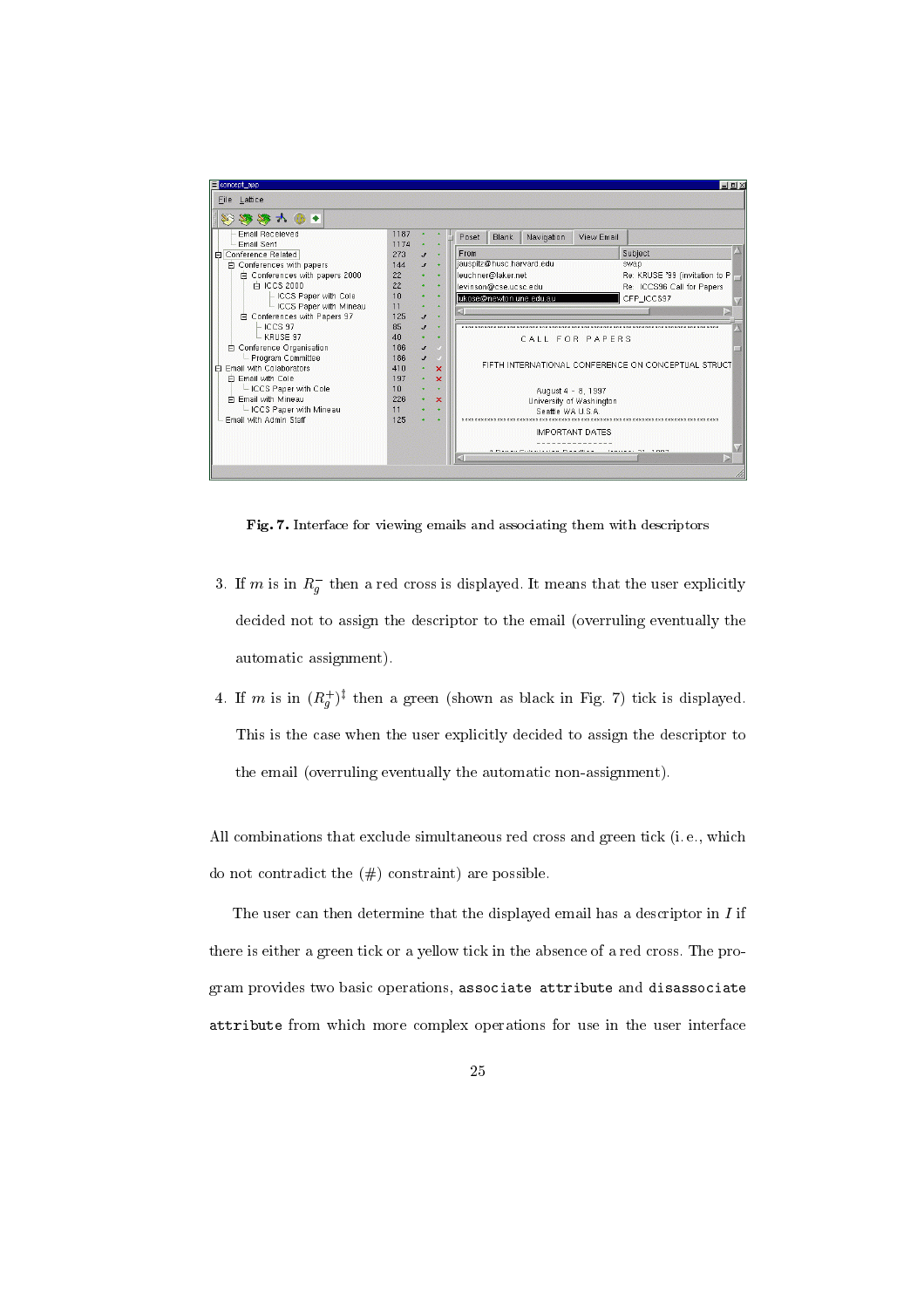Fig. 7. Interface for viewing emails and associating them with descriptors

3. If $m$ is in $R_g^-$ then a red cross is displayed. It means that the user explicitly decided not to assign the descriptor to the email (overruling eventually the automatic assignment).
4. If $m$ is in $(R_g^+)^{\ddagger}$ then a green (shown as black in Fig. 7) tick is displayed. This is the case when the user explicitly decided to assign the descriptor to the email (overruling eventually the automatic non-assignment).

All combinations that exclude simultaneous red cross and green tick (i. e., which do not contradict the (#) constraint) are possible.

The user can then determine that the displayed email has a descriptor in $I$ if there is either a green tick or a yellow tick in the absence of a red cross. The program provides two basic operations, `associate attribute` and `disassociate attribute` from which more complex operations for use in the user interface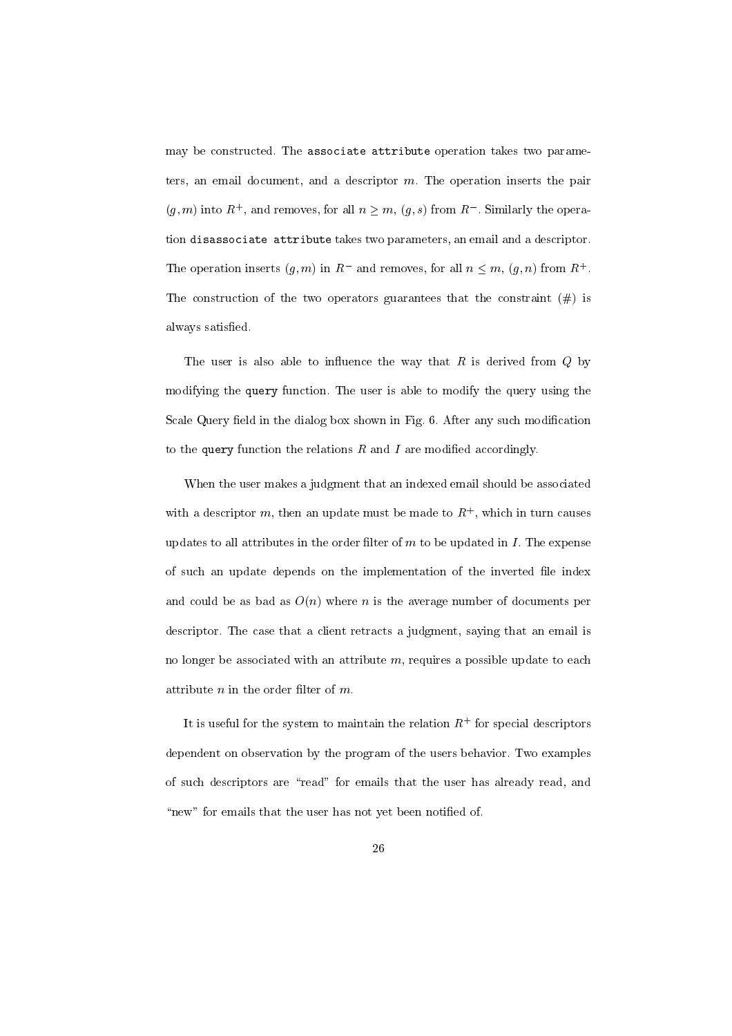may be constructed. The `associate attribute` operation takes two parameters, an email document, and a descriptor $m$. The operation inserts the pair $(g, m)$ into $R^+$, and removes, for all $n \geq m$, $(g, s)$ from $R^-$. Similarly the operation `disassociate attribute` takes two parameters, an email and a descriptor. The operation inserts $(g, m)$ in $R^-$ and removes, for all $n \leq m$, $(g, n)$ from $R^+$. The construction of the two operators guarantees that the constraint (#) is always satisfied.

The user is also able to influence the way that $R$ is derived from $Q$ by modifying the `query` function. The user is able to modify the query using the Scale Query field in the dialog box shown in Fig. 6. After any such modification to the `query` function the relations $R$ and $I$ are modified accordingly.

When the user makes a judgment that an indexed email should be associated with a descriptor $m$, then an update must be made to $R^+$, which in turn causes updates to all attributes in the order filter of $m$ to be updated in $I$. The expense of such an update depends on the implementation of the inverted file index and could be as bad as $O(n)$ where $n$ is the average number of documents per descriptor. The case that a client retracts a judgment, saying that an email is no longer be associated with an attribute $m$, requires a possible update to each attribute $n$ in the order filter of $m$.

It is useful for the system to maintain the relation $R^+$ for special descriptors dependent on observation by the program of the users behavior. Two examples of such descriptors are "read" for emails that the user has already read, and "new" for emails that the user has not yet been notified of.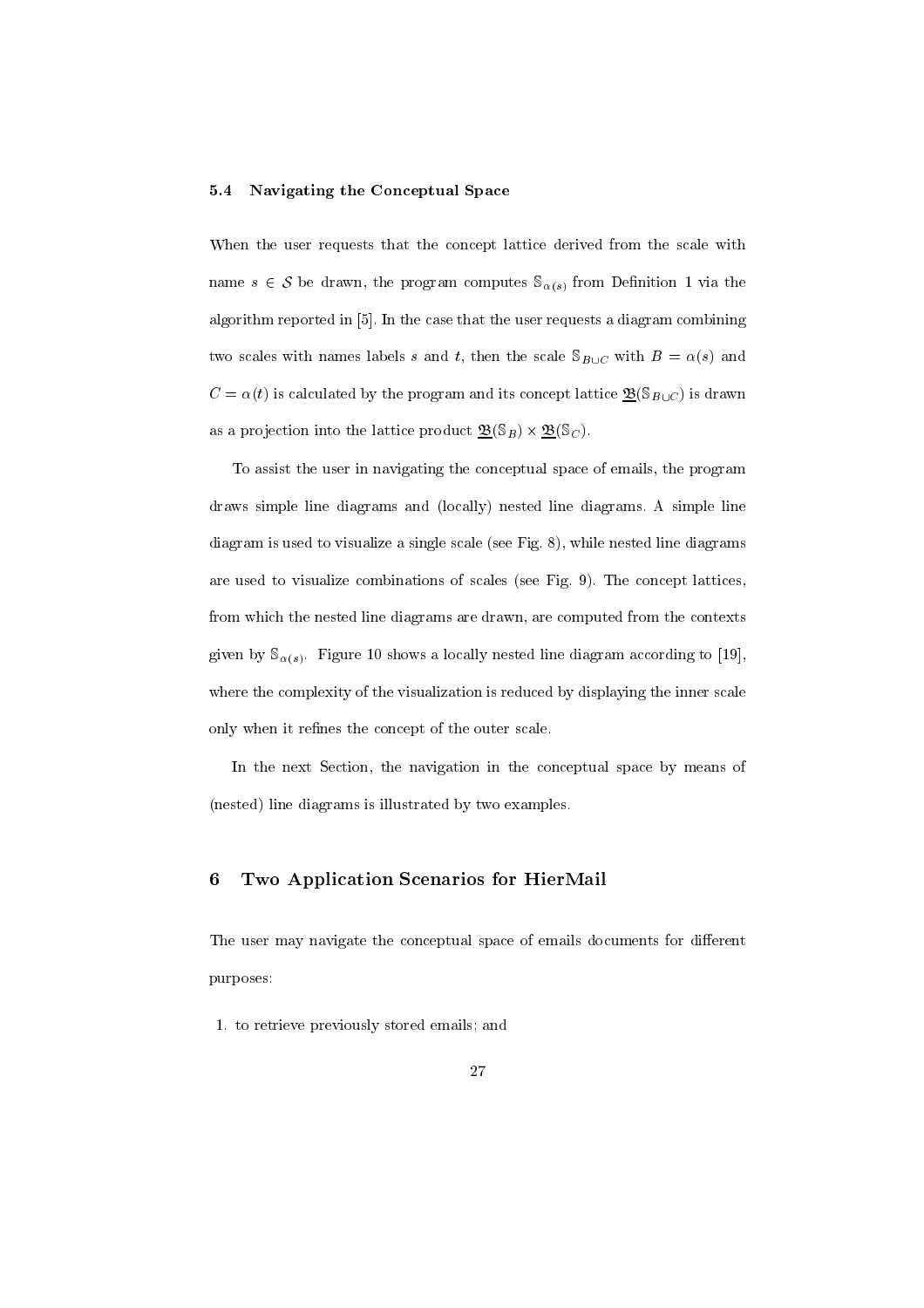### 5.4 Navigating the Conceptual Space

When the user requests that the concept lattice derived from the scale with name $s \in \mathcal{S}$ be drawn, the program computes $\mathbb{S}_{\alpha(s)}$ from Definition 1 via the algorithm reported in [5]. In the case that the user requests a diagram combining two scales with names labels $s$ and $t$, then the scale $\mathbb{S}_{B \cup C}$ with $B = \alpha(s)$ and $C = \alpha(t)$ is calculated by the program and its concept lattice $\underline{\mathfrak{B}}(\mathbb{S}_{B \cup C})$ is drawn as a projection into the lattice product $\underline{\mathfrak{B}}(\mathbb{S}_B) \times \underline{\mathfrak{B}}(\mathbb{S}_C)$.

To assist the user in navigating the conceptual space of emails, the program draws simple line diagrams and (locally) nested line diagrams. A simple line diagram is used to visualize a single scale (see Fig. 8), while nested line diagrams are used to visualize combinations of scales (see Fig. 9). The concept lattices, from which the nested line diagrams are drawn, are computed from the contexts given by $\mathbb{S}_{\alpha(s)}$. Figure 10 shows a locally nested line diagram according to [19], where the complexity of the visualization is reduced by displaying the inner scale only when it refines the concept of the outer scale.

In the next Section, the navigation in the conceptual space by means of (nested) line diagrams is illustrated by two examples.

## 6 Two Application Scenarios for HierMail

The user may navigate the conceptual space of emails documents for different purposes:

1. to retrieve previously stored emails; and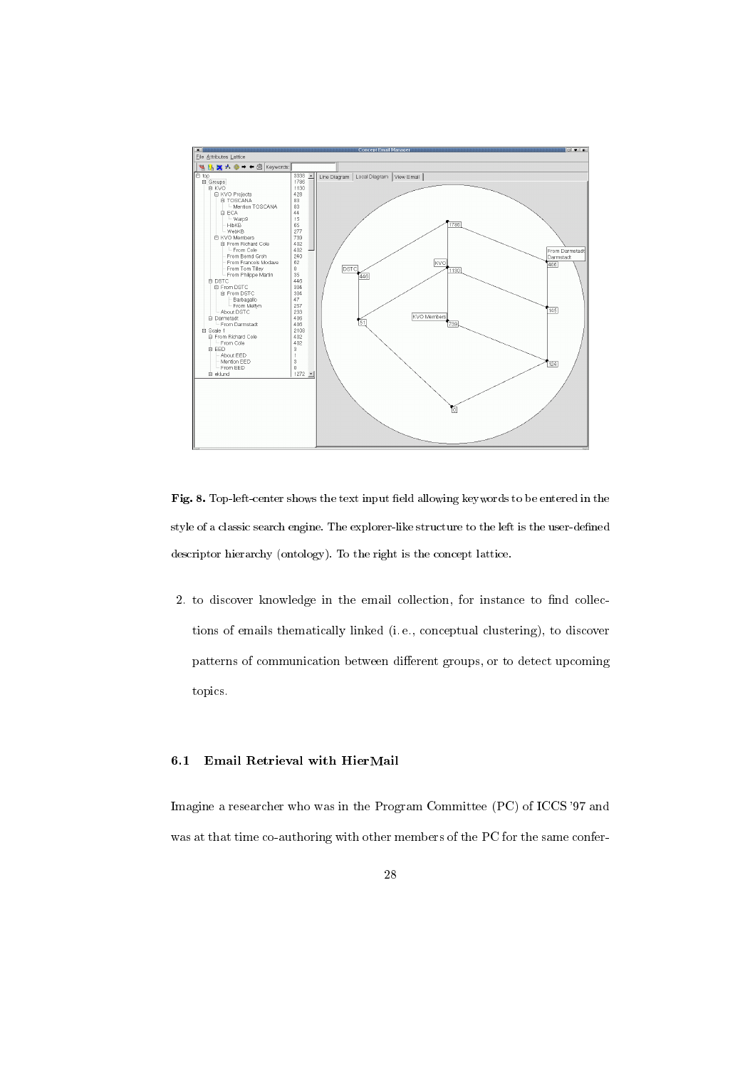**Fig. 8.** Top-left-center shows the text input field allowing keywords to be entered in the style of a classic search engine. The explorer-like structure to the left is the user-defined descriptor hierarchy (ontology). To the right is the concept lattice.

2. to discover knowledge in the email collection, for instance to find collections of emails thematically linked (i. e., conceptual clustering), to discover patterns of communication between different groups, or to detect upcoming topics.

### 6.1 Email Retrieval with HierMail

Imagine a researcher who was in the Program Committee (PC) of ICCS '97 and was at that time co-authoring with other members of the PC for the same confer-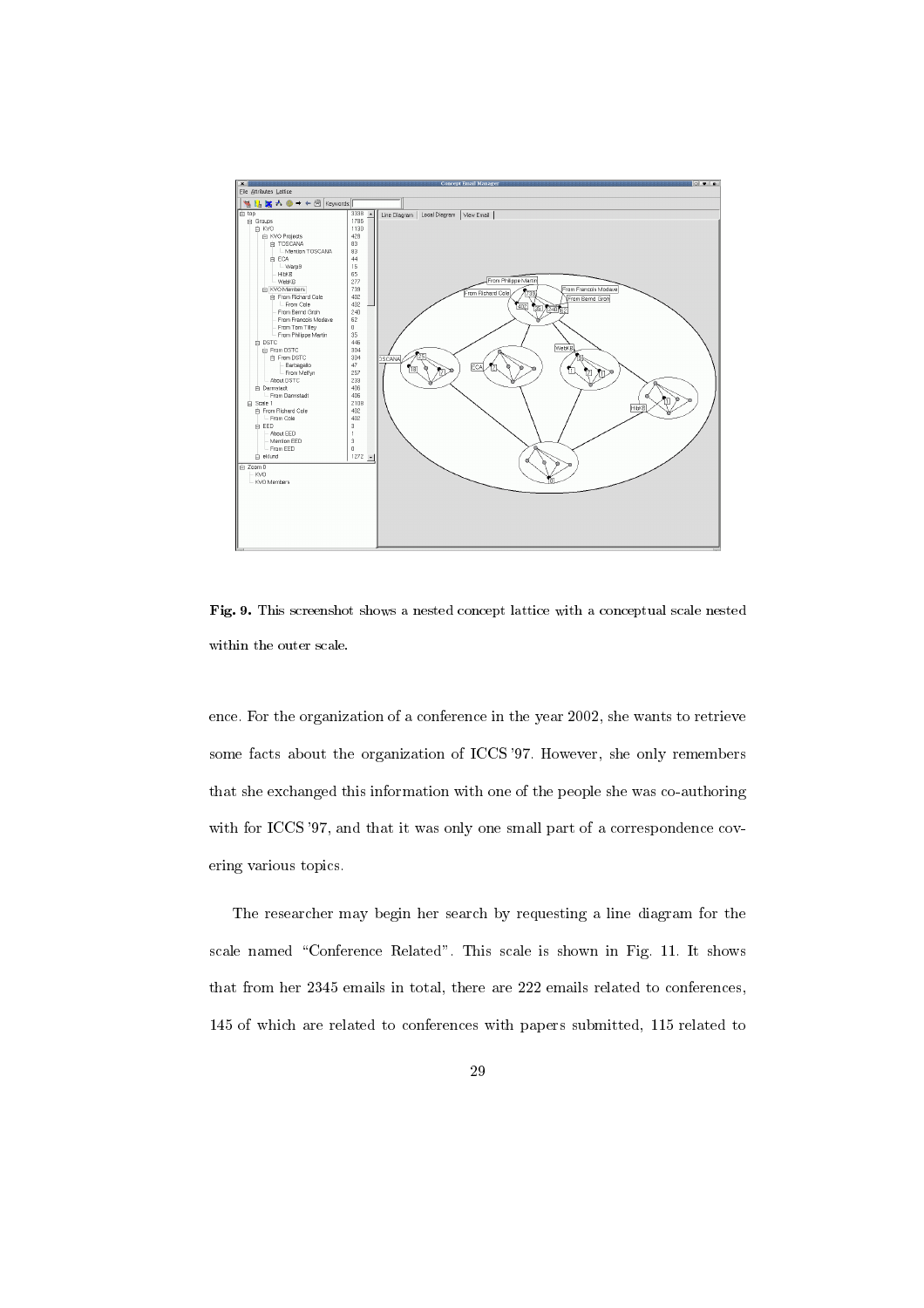**Fig. 9.** This screenshot shows a nested concept lattice with a conceptual scale nested within the outer scale.

ence. For the organization of a conference in the year 2002, she wants to retrieve some facts about the organization of ICCS '97. However, she only remembers that she exchanged this information with one of the people she was co-authoring with for ICCS '97, and that it was only one small part of a correspondence covering various topics.

The researcher may begin her search by requesting a line diagram for the scale named "Conference Related". This scale is shown in Fig. 11. It shows that from her 2345 emails in total, there are 222 emails related to conferences, 145 of which are related to conferences with papers submitted, 115 related to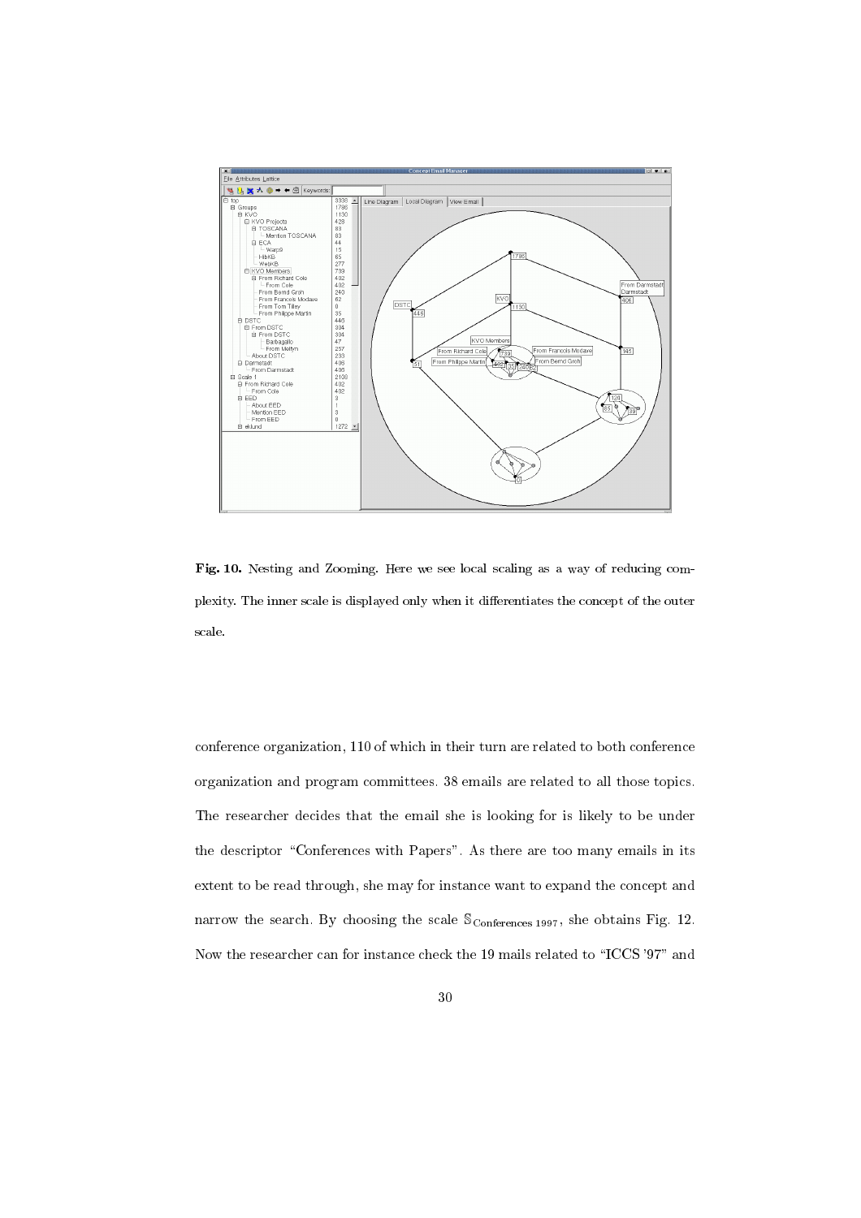**Fig. 10.** Nesting and Zooming. Here we see local scaling as a way of reducing complexity. The inner scale is displayed only when it differentiates the concept of the outer scale.

conference organization, 110 of which in their turn are related to both conference organization and program committees. 38 emails are related to all those topics. The researcher decides that the email she is looking for is likely to be under the descriptor "Conferences with Papers". As there are too many emails in its extent to be read through, she may for instance want to expand the concept and narrow the search. By choosing the scale $\mathbb{S}_{\text{Conferences 1997}}$, she obtains Fig. 12. Now the researcher can for instance check the 19 mails related to "ICCS '97" and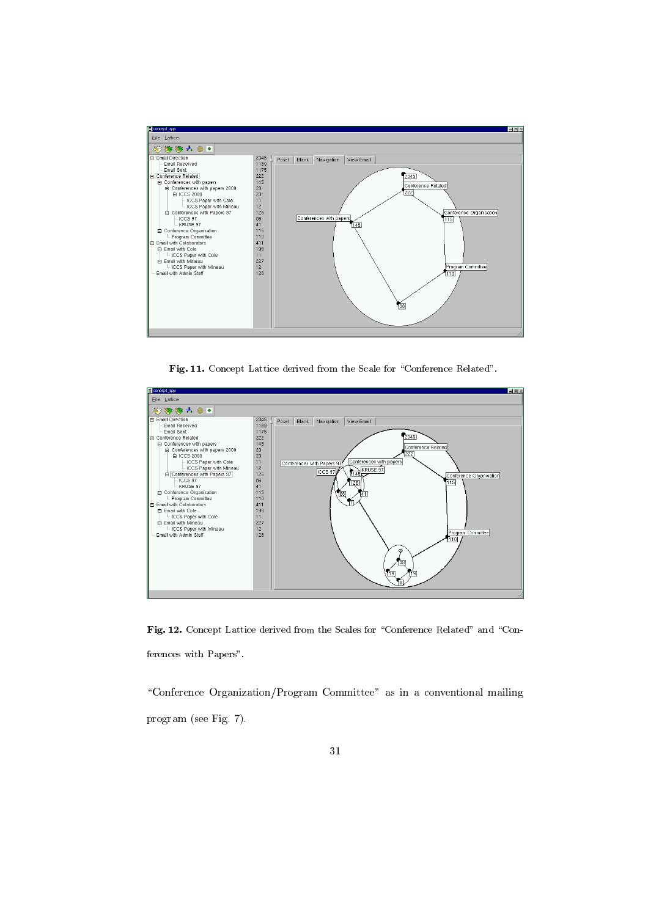**Fig. 11.** Concept Lattice derived from the Scale for "Conference Related".

**Fig. 12.** Concept Lattice derived from the Scales for "Conference Related" and "Conferences with Papers".

"Conference Organization/Program Committee" as in a conventional mailing program (see Fig. 7).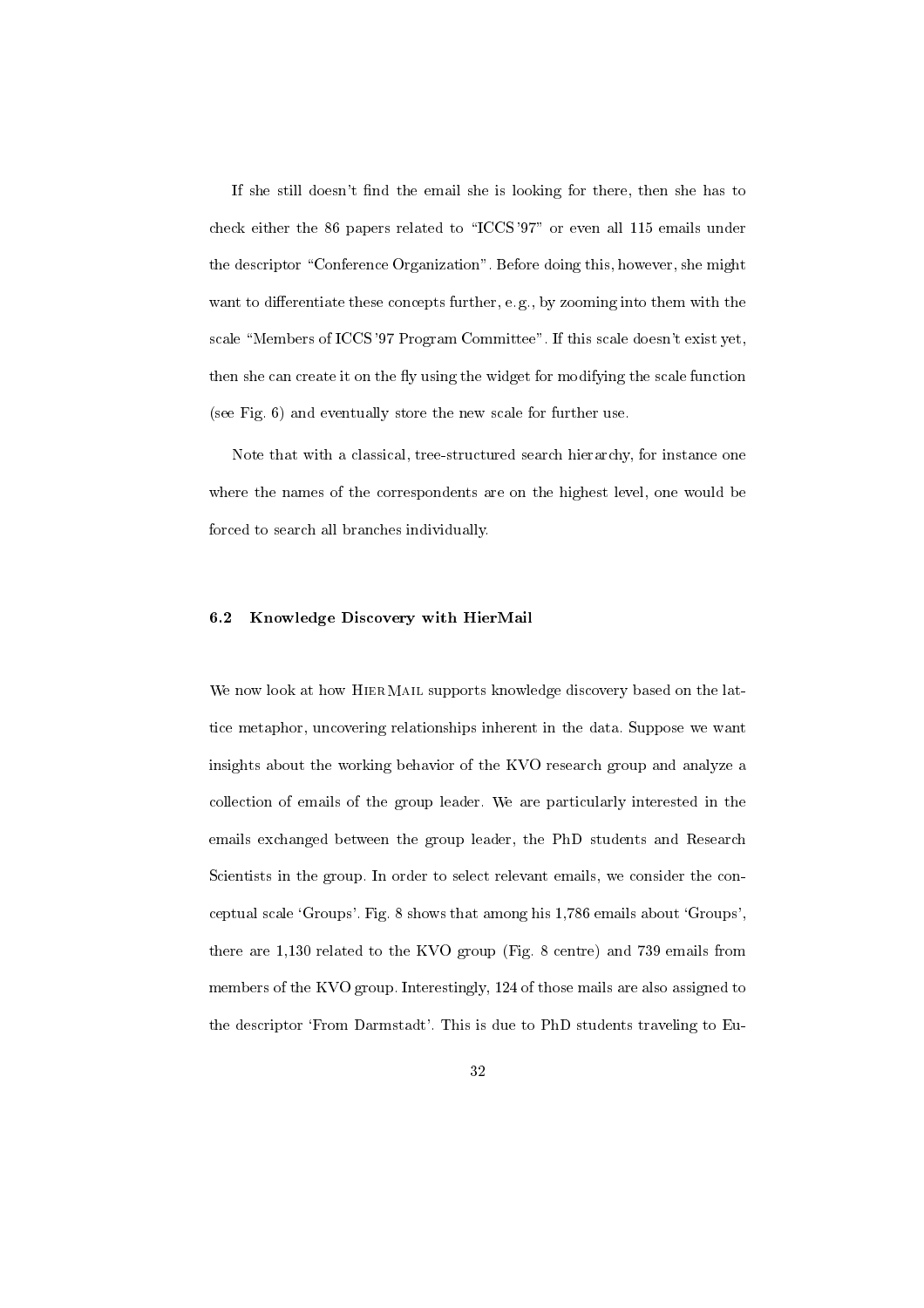If she still doesn't find the email she is looking for there, then she has to check either the 86 papers related to "ICCS'97" or even all 115 emails under the descriptor "Conference Organization". Before doing this, however, she might want to differentiate these concepts further, e.g., by zooming into them with the scale "Members of ICCS'97 Program Committee". If this scale doesn't exist yet, then she can create it on the fly using the widget for modifying the scale function (see Fig. 6) and eventually store the new scale for further use.

Note that with a classical, tree-structured search hierarchy, for instance one where the names of the correspondents are on the highest level, one would be forced to search all branches individually.

### 6.2 Knowledge Discovery with HierMail

We now look at how HierMail supports knowledge discovery based on the lattice metaphor, uncovering relationships inherent in the data. Suppose we want insights about the working behavior of the KVO research group and analyze a collection of emails of the group leader. We are particularly interested in the emails exchanged between the group leader, the PhD students and Research Scientists in the group. In order to select relevant emails, we consider the conceptual scale 'Groups'. Fig. 8 shows that among his 1,786 emails about 'Groups', there are 1,130 related to the KVO group (Fig. 8 centre) and 739 emails from members of the KVO group. Interestingly, 124 of those mails are also assigned to the descriptor 'From Darmstadt'. This is due to PhD students traveling to Eu-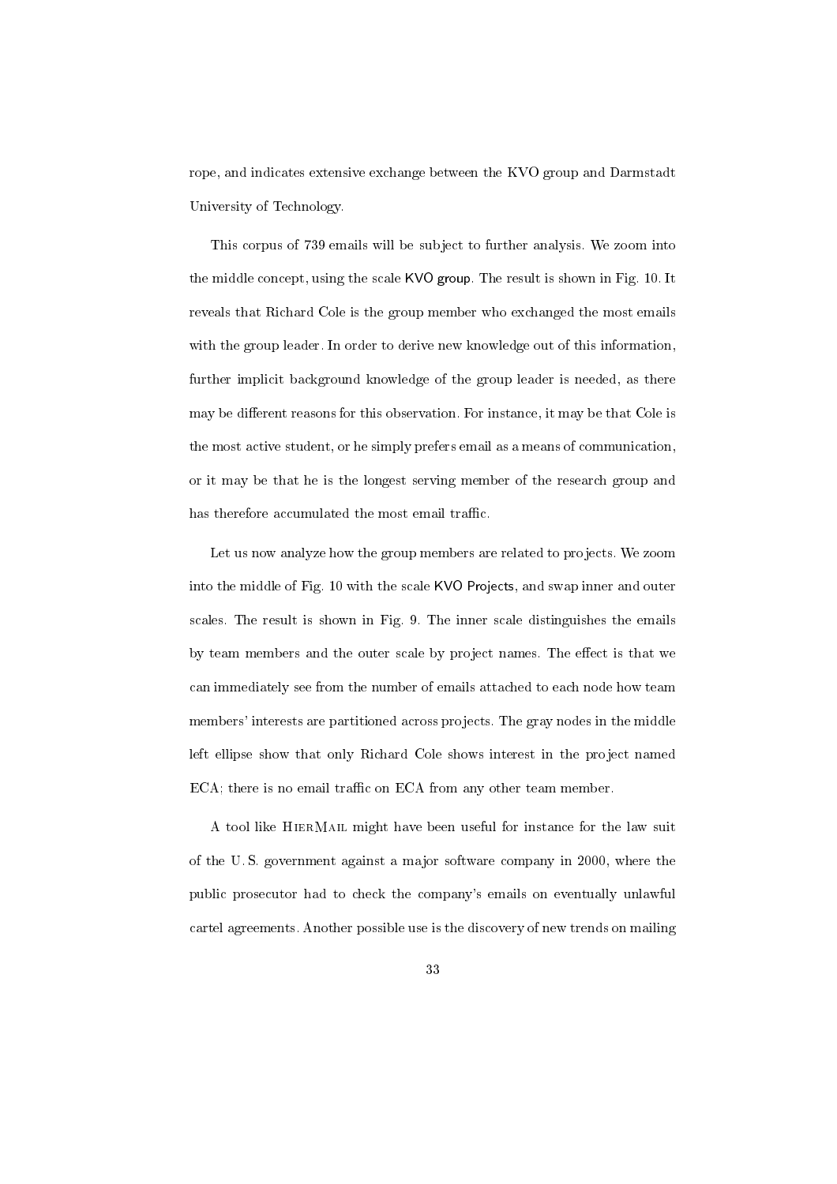rope, and indicates extensive exchange between the KVO group and Darmstadt University of Technology.

This corpus of 739 emails will be subject to further analysis. We zoom into the middle concept, using the scale KVO group. The result is shown in Fig. 10. It reveals that Richard Cole is the group member who exchanged the most emails with the group leader. In order to derive new knowledge out of this information, further implicit background knowledge of the group leader is needed, as there may be different reasons for this observation. For instance, it may be that Cole is the most active student, or he simply prefers email as a means of communication, or it may be that he is the longest serving member of the research group and has therefore accumulated the most email traffic.

Let us now analyze how the group members are related to projects. We zoom into the middle of Fig. 10 with the scale KVO Projects, and swap inner and outer scales. The result is shown in Fig. 9. The inner scale distinguishes the emails by team members and the outer scale by project names. The effect is that we can immediately see from the number of emails attached to each node how team members' interests are partitioned across projects. The gray nodes in the middle left ellipse show that only Richard Cole shows interest in the project named ECA; there is no email traffic on ECA from any other team member.

A tool like HierMail might have been useful for instance for the law suit of the U. S. government against a major software company in 2000, where the public prosecutor had to check the company's emails on eventually unlawful cartel agreements. Another possible use is the discovery of new trends on mailing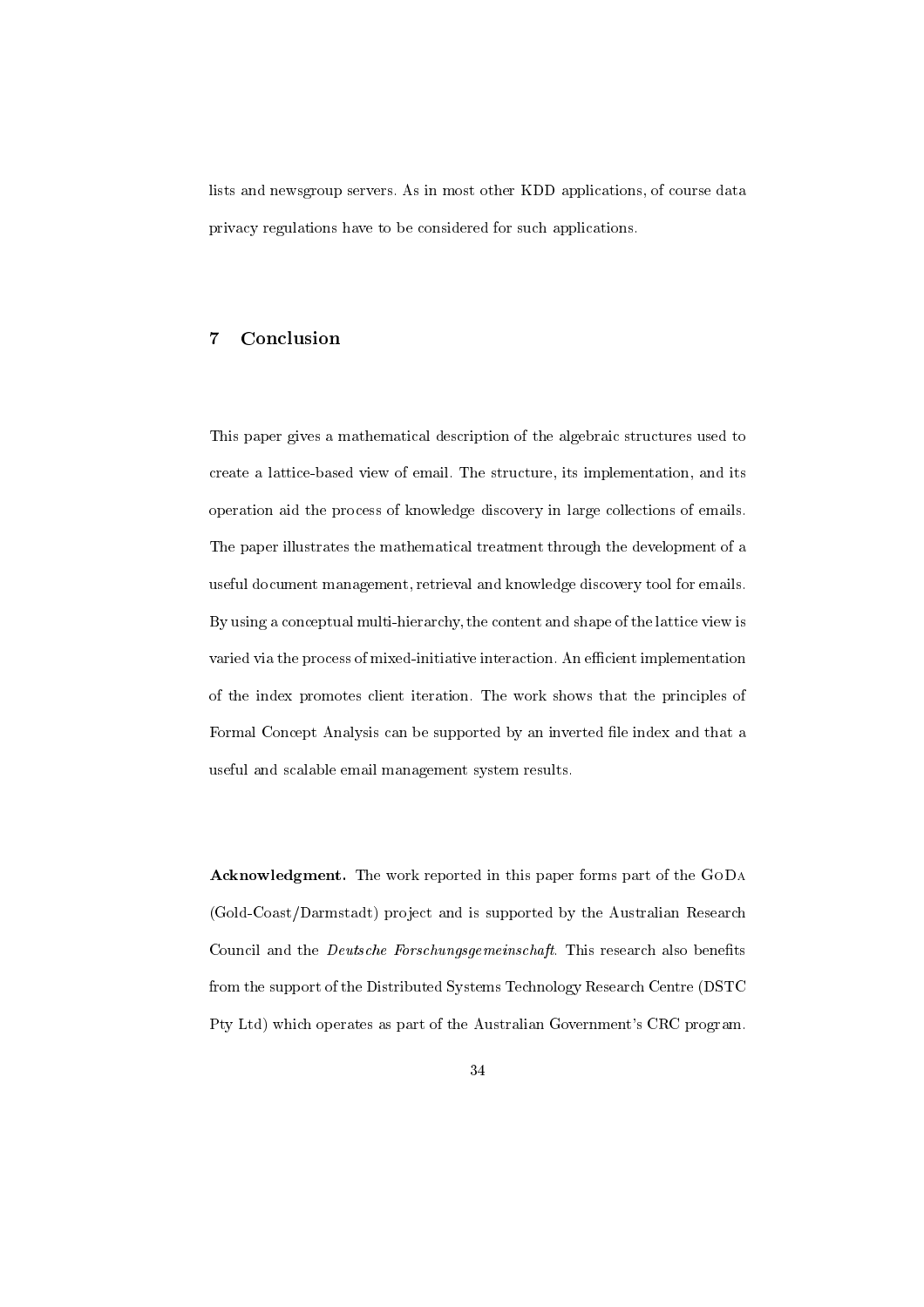lists and newsgroup servers. As in most other KDD applications, of course data privacy regulations have to be considered for such applications.

## 7 Conclusion

This paper gives a mathematical description of the algebraic structures used to create a lattice-based view of email. The structure, its implementation, and its operation aid the process of knowledge discovery in large collections of emails. The paper illustrates the mathematical treatment through the development of a useful document management, retrieval and knowledge discovery tool for emails. By using a conceptual multi-hierarchy, the content and shape of the lattice view is varied via the process of mixed-initiative interaction. An efficient implementation of the index promotes client iteration. The work shows that the principles of Formal Concept Analysis can be supported by an inverted file index and that a useful and scalable email management system results.

**Acknowledgment.** The work reported in this paper forms part of the GoDa (Gold-Coast/Darmstadt) project and is supported by the Australian Research Council and the *Deutsche Forschungsgemeinschaft*. This research also benefits from the support of the Distributed Systems Technology Research Centre (DSTC Pty Ltd) which operates as part of the Australian Government's CRC program.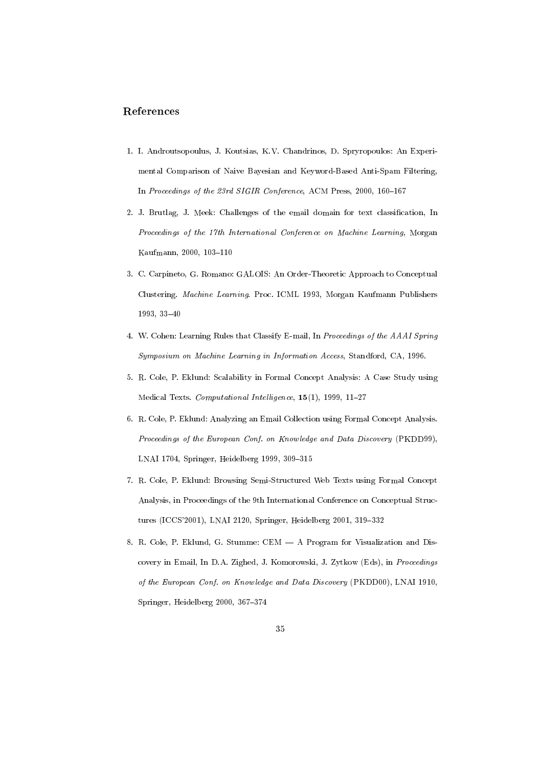## References

1. I. Androutsopoulus, J. Koutsias, K.V. Chandrinos, D. Spryropoulos: An Experimental Comparison of Naive Bayesian and Keyword-Based Anti-Spam Filtering, In *Proceedings of the 23rd SIGIR Conference*, ACM Press, 2000, 160–167
2. J. Brutlag, J. Meek: Challenges of the email domain for text classification, In *Proceedings of the 17th International Conference on Machine Learning*, Morgan Kaufmann, 2000, 103–110
3. C. Carpineto, G. Romano: GALOIS: An Order-Theoretic Approach to Conceptual Clustering. *Machine Learning*. Proc. ICML 1993, Morgan Kaufmann Publishers 1993, 33–40
4. W. Cohen: Learning Rules that Classify E-mail, In *Proceedings of the AAAI Spring Symposium on Machine Learning in Information Access*, Standford, CA, 1996.
5. R. Cole, P. Eklund: Scalability in Formal Concept Analysis: A Case Study using Medical Texts. *Computational Intelligence*, **15**(1), 1999, 11–27
6. R. Cole, P. Eklund: Analyzing an Email Collection using Formal Concept Analysis. *Proceedings of the European Conf. on Knowledge and Data Discovery* (PKDD99), LNAI 1704, Springer, Heidelberg 1999, 309–315
7. R. Cole, P. Eklund: Browsing Semi-Structured Web Texts using Formal Concept Analysis, in Proceedings of the 9th International Conference on Conceptual Structures (ICCS'2001), LNAI 2120, Springer, Heidelberg 2001, 319–332
8. R. Cole, P. Eklund, G. Stumme: CEM — A Program for Visualization and Discovery in Email, In D.A. Zighed, J. Komorowski, J. Zytkow (Eds), in *Proceedings of the European Conf. on Knowledge and Data Discovery* (PKDD00), LNAI 1910, Springer, Heidelberg 2000, 367–374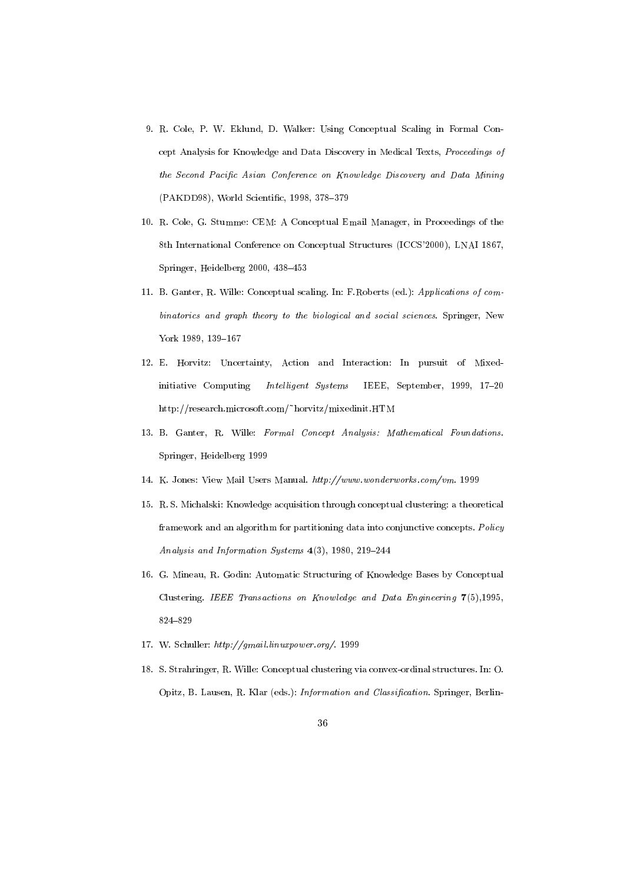9. R. Cole, P. W. Eklund, D. Walker: Using Conceptual Scaling in Formal Concept Analysis for Knowledge and Data Discovery in Medical Texts, *Proceedings of the Second Pacific Asian Conference on Knowledge Discovery and Data Mining* (PAKDD98), World Scientific, 1998, 378–379

10. R. Cole, G. Stumme: CEM: A Conceptual Email Manager, in Proceedings of the 8th International Conference on Conceptual Structures (ICCS'2000), LNAI 1867, Springer, Heidelberg 2000, 438–453

11. B. Ganter, R. Wille: Conceptual scaling. In: F.Roberts (ed.): *Applications of combinatorics and graph theory to the biological and social sciences*. Springer, New York 1989, 139–167

12. E. Horvitz: Uncertainty, Action and Interaction: In pursuit of Mixed-initiative Computing *Intelligent Systems* IEEE, September, 1999, 17–20 http://research.microsoft.com/~horvitz/mixedinit.HTM

13. B. Ganter, R. Wille: *Formal Concept Analysis: Mathematical Foundations*. Springer, Heidelberg 1999

14. K. Jones: View Mail Users Manual. *http://www.wonderworks.com/vm*. 1999

15. R. S. Michalski: Knowledge acquisition through conceptual clustering: a theoretical framework and an algorithm for partitioning data into conjunctive concepts. *Policy Analysis and Information Systems* **4**(3), 1980, 219–244

16. G. Mineau, R. Godin: Automatic Structuring of Knowledge Bases by Conceptual Clustering. *IEEE Transactions on Knowledge and Data Engineering* **7**(5),1995, 824–829

17. W. Schuller: *http://gmail.linuxpower.org/*. 1999

18. S. Strahringer, R. Wille: Conceptual clustering via convex-ordinal structures. In: O. Opitz, B. Lausen, R. Klar (eds.): *Information and Classification*. Springer, Berlin-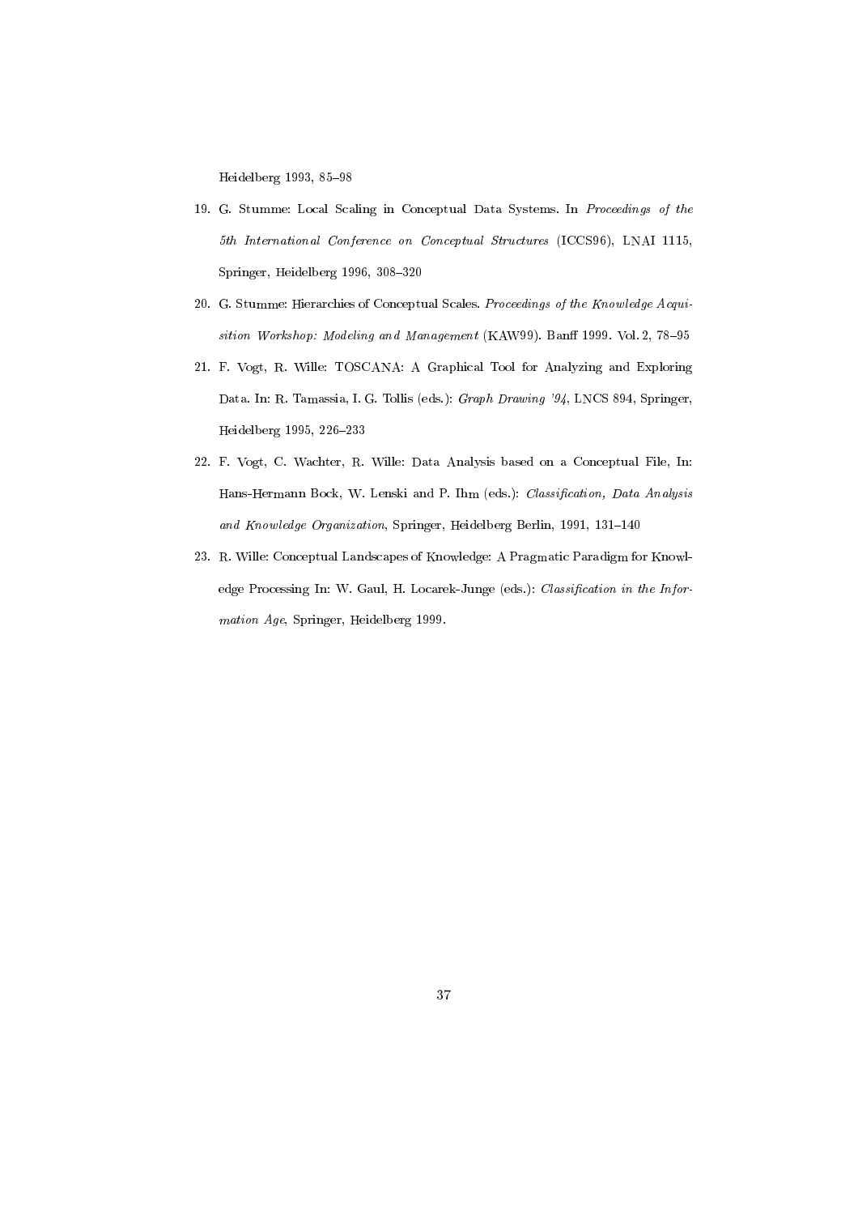Heidelberg 1993, 85–98

19. G. Stumme: Local Scaling in Conceptual Data Systems. In *Proceedings of the 5th International Conference on Conceptual Structures* (ICCS96), LNAI 1115, Springer, Heidelberg 1996, 308–320
20. G. Stumme: Hierarchies of Conceptual Scales. *Proceedings of the Knowledge Acquisition Workshop: Modeling and Management* (KAW99). Banff 1999. Vol. 2, 78–95
21. F. Vogt, R. Wille: TOSCANA: A Graphical Tool for Analyzing and Exploring Data. In: R. Tamassia, I. G. Tollis (eds.): *Graph Drawing '94*, LNCS 894, Springer, Heidelberg 1995, 226–233
22. F. Vogt, C. Wachter, R. Wille: Data Analysis based on a Conceptual File, In: Hans-Hermann Bock, W. Lenski and P. Ihm (eds.): *Classification, Data Analysis and Knowledge Organization*, Springer, Heidelberg Berlin, 1991, 131–140
23. R. Wille: Conceptual Landscapes of Knowledge: A Pragmatic Paradigm for Knowledge Processing In: W. Gaul, H. Locarek-Junge (eds.): *Classification in the Information Age*, Springer, Heidelberg 1999.